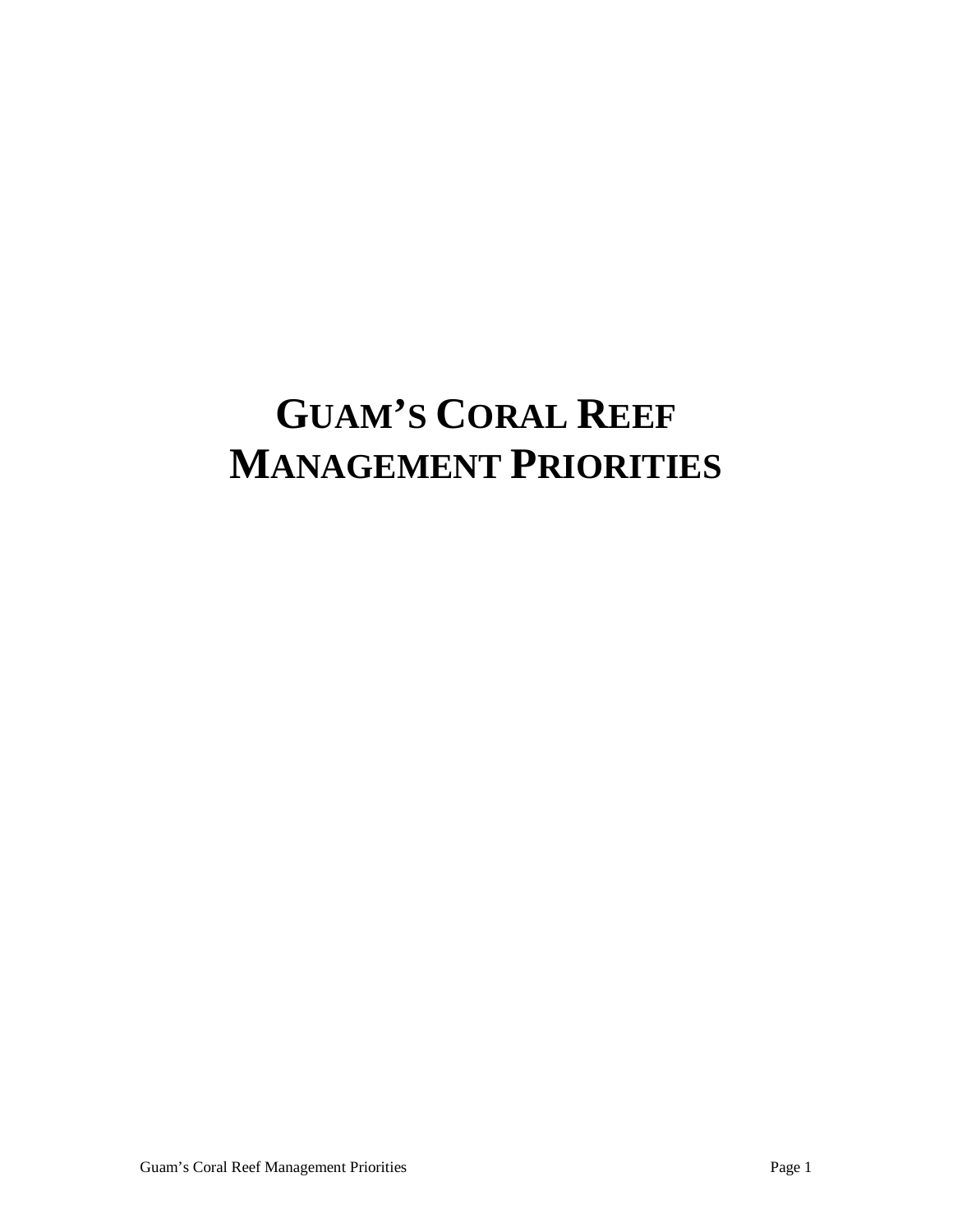# GUAM'S CORAL REEF MANAGEMENT PRIORITIES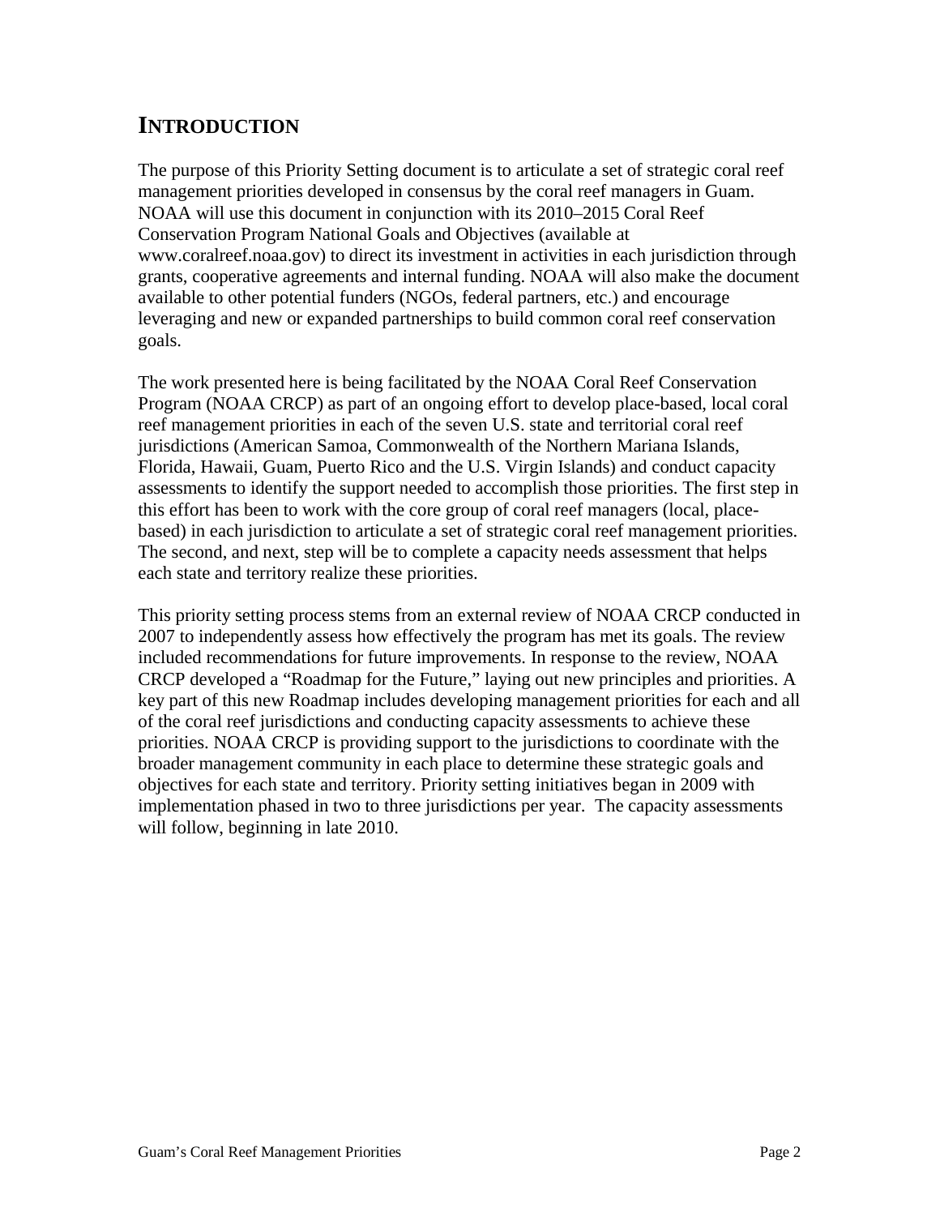# INTRODUCTION

The purpose of this Priority Setting document is to articulate a set of strategic coral reef management priorities developed in consensus by the coral reef managers in Guam. NOAA will use this document in conjunction with its 2010–2015 Coral Reef Conservation Program National Goals and Objectives (available at www.coralreef.noaa.gov) to direct its investment in activities in each jurisdiction through grants, cooperative agreements and internal funding. NOAA will also make the document available to other potential funders (NGOs, federal partners, etc.) and encourage leveraging and new or expanded partnerships to build common coral reef conservation goals.

The work presented here is being facilitated by the NOAA Coral Reef Conservation Program (NOAA CRCP) as part of an ongoing effort to develop place-based, local coral reef management priorities in each of the seven U.S. state and territorial coral reef jurisdictions (American Samoa, Commonwealth of the Northern Mariana Islands, Florida, Hawaii, Guam, Puerto Rico and the U.S. Virgin Islands) and conduct capacity assessments to identify the support needed to accomplish those priorities. The first step in this effort has been to work with the core group of coral reef managers (local, place-based) in each jurisdiction to articulate a set of strategic coral reef management priorities. The second, and next, step will be to complete a capacity needs assessment that helps each state and territory realize these priorities.

This priority setting process stems from an external review of NOAA CRCP conducted in 2007 to independently assess how effectively the program has met its goals. The review included recommendations for future improvements. In response to the review, NOAA CRCP developed a "Roadmap for the Future," laying out new principles and priorities. A key part of this new Roadmap includes developing management priorities for each and all of the coral reef jurisdictions and conducting capacity assessments to achieve these priorities. NOAA CRCP is providing support to the jurisdictions to coordinate with the broader management community in each place to determine these strategic goals and objectives for each state and territory. Priority setting initiatives began in 2009 with implementation phased in two to three jurisdictions per year. The capacity assessments will follow, beginning in late 2010.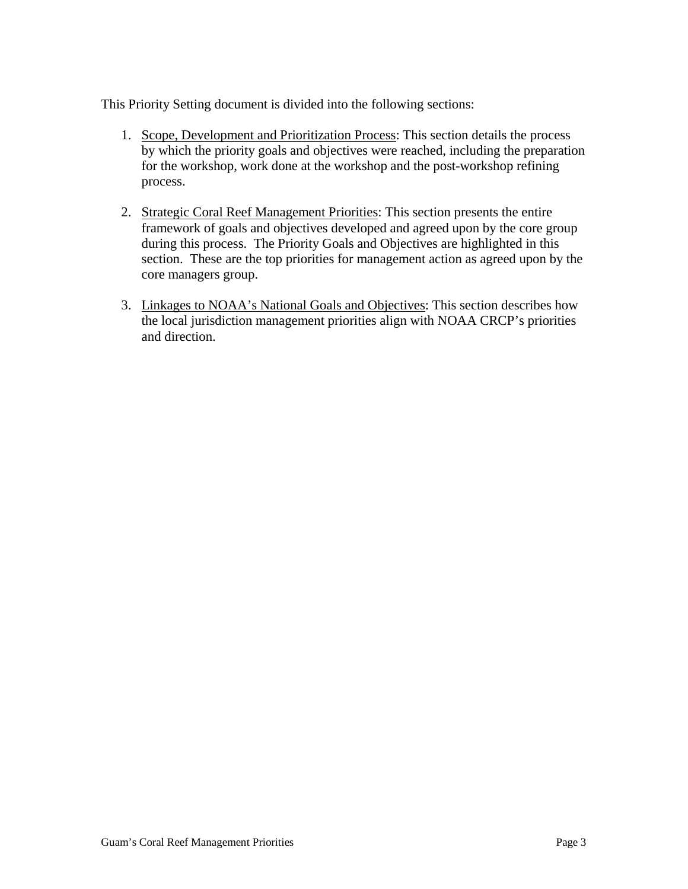This Priority Setting document is divided into the following sections:

1. Scope, Development and Prioritization Process: This section details the process by which the priority goals and objectives were reached, including the preparation for the workshop, work done at the workshop and the post-workshop refining process.

2. Strategic Coral Reef Management Priorities: This section presents the entire framework of goals and objectives developed and agreed upon by the core group during this process. The Priority Goals and Objectives are highlighted in this section. These are the top priorities for management action as agreed upon by the core managers group.

3. Linkages to NOAA's National Goals and Objectives: This section describes how the local jurisdiction management priorities align with NOAA CRCP's priorities and direction.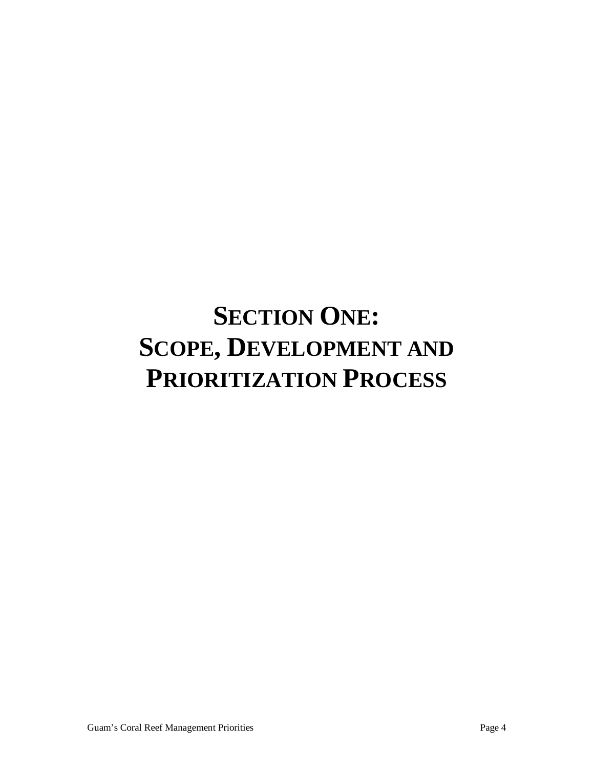# SECTION ONE: SCOPE, DEVELOPMENT AND PRIORITIZATION PROCESS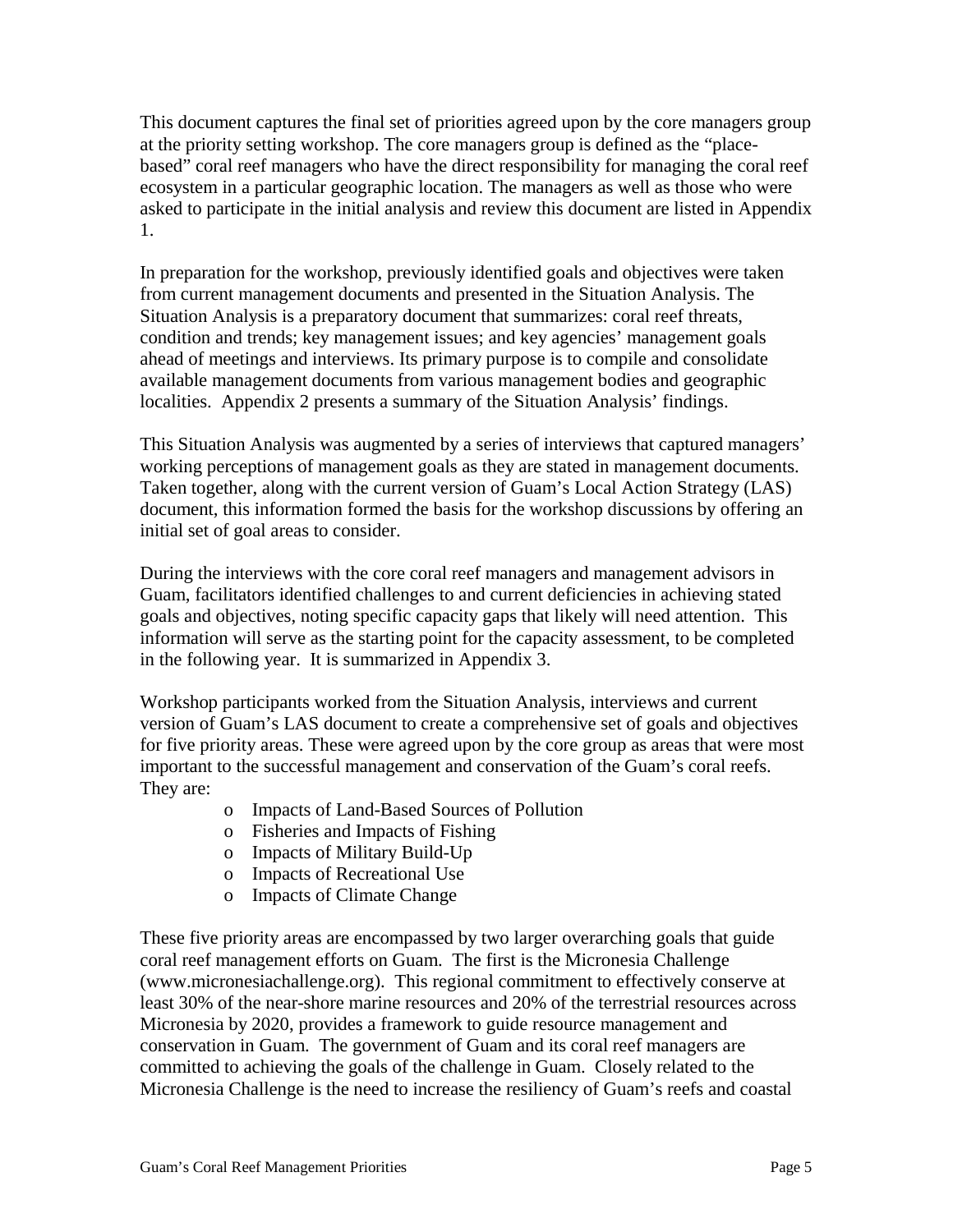This document captures the final set of priorities agreed upon by the core managers group at the priority setting workshop. The core managers group is defined as the "place-based" coral reef managers who have the direct responsibility for managing the coral reef ecosystem in a particular geographic location. The managers as well as those who were asked to participate in the initial analysis and review this document are listed in Appendix 1.

In preparation for the workshop, previously identified goals and objectives were taken from current management documents and presented in the Situation Analysis. The Situation Analysis is a preparatory document that summarizes: coral reef threats, condition and trends; key management issues; and key agencies' management goals ahead of meetings and interviews. Its primary purpose is to compile and consolidate available management documents from various management bodies and geographic localities. Appendix 2 presents a summary of the Situation Analysis' findings.

This Situation Analysis was augmented by a series of interviews that captured managers' working perceptions of management goals as they are stated in management documents. Taken together, along with the current version of Guam's Local Action Strategy (LAS) document, this information formed the basis for the workshop discussions by offering an initial set of goal areas to consider.

During the interviews with the core coral reef managers and management advisors in Guam, facilitators identified challenges to and current deficiencies in achieving stated goals and objectives, noting specific capacity gaps that likely will need attention. This information will serve as the starting point for the capacity assessment, to be completed in the following year. It is summarized in Appendix 3.

Workshop participants worked from the Situation Analysis, interviews and current version of Guam's LAS document to create a comprehensive set of goals and objectives for five priority areas. These were agreed upon by the core group as areas that were most important to the successful management and conservation of the Guam's coral reefs. They are:

- Impacts of Land-Based Sources of Pollution
- Fisheries and Impacts of Fishing
- Impacts of Military Build-Up
- Impacts of Recreational Use
- Impacts of Climate Change

These five priority areas are encompassed by two larger overarching goals that guide coral reef management efforts on Guam. The first is the Micronesia Challenge (www.micronesiachallenge.org). This regional commitment to effectively conserve at least 30% of the near-shore marine resources and 20% of the terrestrial resources across Micronesia by 2020, provides a framework to guide resource management and conservation in Guam. The government of Guam and its coral reef managers are committed to achieving the goals of the challenge in Guam. Closely related to the Micronesia Challenge is the need to increase the resiliency of Guam's reefs and coastal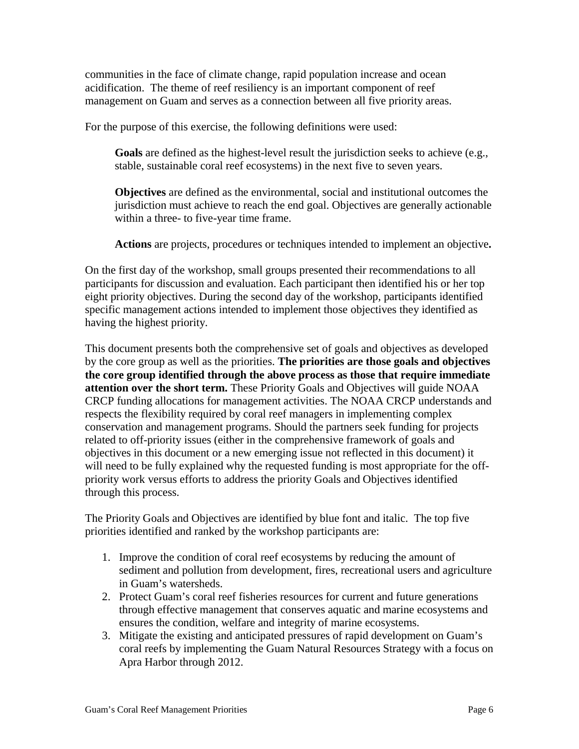communities in the face of climate change, rapid population increase and ocean acidification. The theme of reef resiliency is an important component of reef management on Guam and serves as a connection between all five priority areas.

For the purpose of this exercise, the following definitions were used:

> **Goals** are defined as the highest-level result the jurisdiction seeks to achieve (e.g., stable, sustainable coral reef ecosystems) in the next five to seven years.
>
> **Objectives** are defined as the environmental, social and institutional outcomes the jurisdiction must achieve to reach the end goal. Objectives are generally actionable within a three- to five-year time frame.
>
> **Actions** are projects, procedures or techniques intended to implement an objective**.**

On the first day of the workshop, small groups presented their recommendations to all participants for discussion and evaluation. Each participant then identified his or her top eight priority objectives. During the second day of the workshop, participants identified specific management actions intended to implement those objectives they identified as having the highest priority.

This document presents both the comprehensive set of goals and objectives as developed by the core group as well as the priorities. **The priorities are those goals and objectives the core group identified through the above process as those that require immediate attention over the short term.** These Priority Goals and Objectives will guide NOAA CRCP funding allocations for management activities. The NOAA CRCP understands and respects the flexibility required by coral reef managers in implementing complex conservation and management programs. Should the partners seek funding for projects related to off-priority issues (either in the comprehensive framework of goals and objectives in this document or a new emerging issue not reflected in this document) it will need to be fully explained why the requested funding is most appropriate for the off-priority work versus efforts to address the priority Goals and Objectives identified through this process.

The Priority Goals and Objectives are identified by blue font and italic. The top five priorities identified and ranked by the workshop participants are:

1. Improve the condition of coral reef ecosystems by reducing the amount of sediment and pollution from development, fires, recreational users and agriculture in Guam's watersheds.
2. Protect Guam's coral reef fisheries resources for current and future generations through effective management that conserves aquatic and marine ecosystems and ensures the condition, welfare and integrity of marine ecosystems.
3. Mitigate the existing and anticipated pressures of rapid development on Guam's coral reefs by implementing the Guam Natural Resources Strategy with a focus on Apra Harbor through 2012.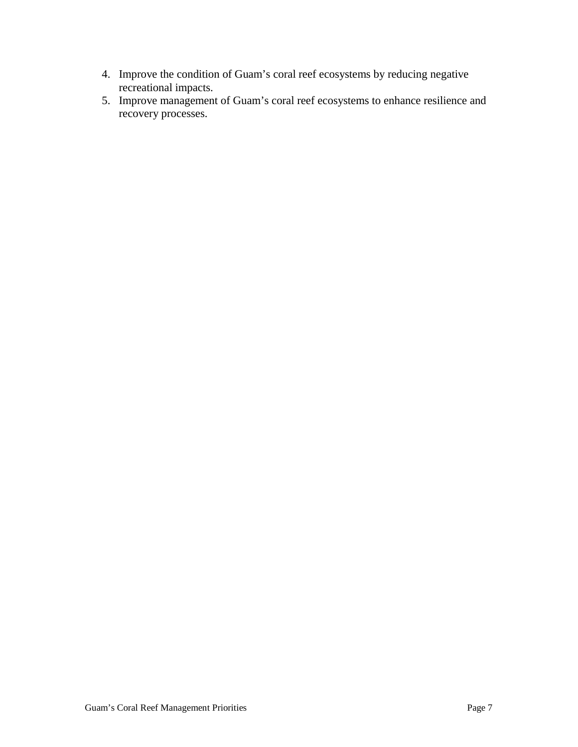4. Improve the condition of Guam's coral reef ecosystems by reducing negative recreational impacts.
5. Improve management of Guam's coral reef ecosystems to enhance resilience and recovery processes.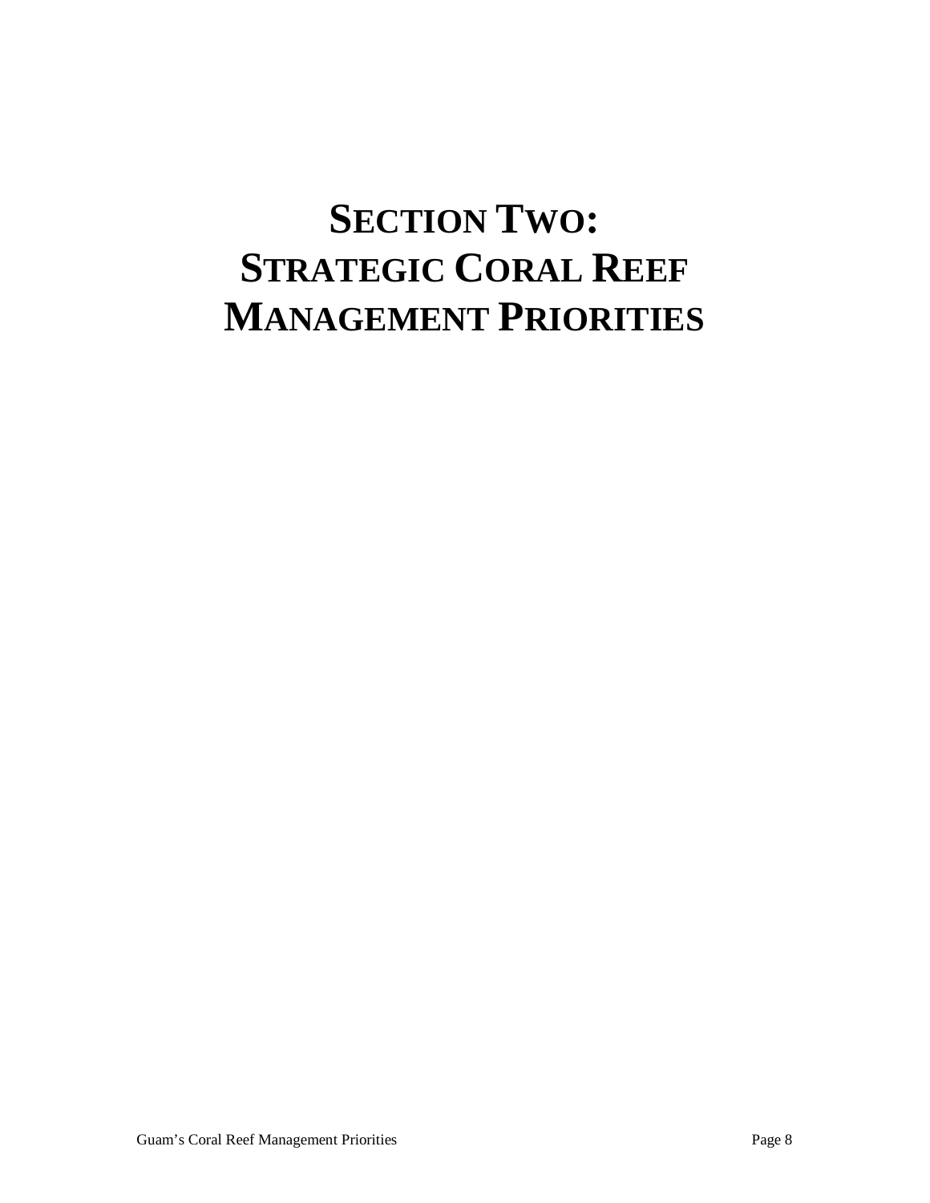# SECTION TWO: STRATEGIC CORAL REEF MANAGEMENT PRIORITIES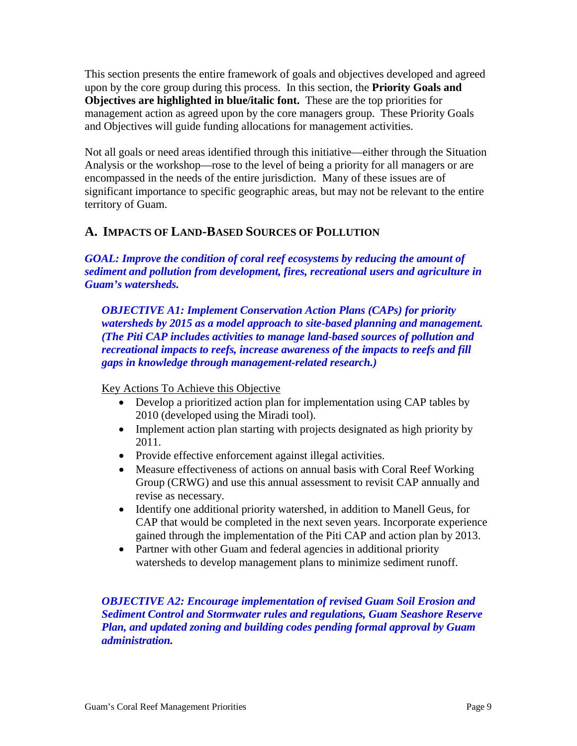This section presents the entire framework of goals and objectives developed and agreed upon by the core group during this process. In this section, the **Priority Goals and Objectives are highlighted in blue/italic font.** These are the top priorities for management action as agreed upon by the core managers group. These Priority Goals and Objectives will guide funding allocations for management activities.

Not all goals or need areas identified through this initiative—either through the Situation Analysis or the workshop—rose to the level of being a priority for all managers or are encompassed in the needs of the entire jurisdiction. Many of these issues are of significant importance to specific geographic areas, but may not be relevant to the entire territory of Guam.

## A. Impacts of Land-Based Sources of Pollution

***GOAL: Improve the condition of coral reef ecosystems by reducing the amount of sediment and pollution from development, fires, recreational users and agriculture in Guam's watersheds.***

***OBJECTIVE A1: Implement Conservation Action Plans (CAPs) for priority watersheds by 2015 as a model approach to site-based planning and management. (The Piti CAP includes activities to manage land-based sources of pollution and recreational impacts to reefs, increase awareness of the impacts to reefs and fill gaps in knowledge through management-related research.)***

Key Actions To Achieve this Objective

- Develop a prioritized action plan for implementation using CAP tables by 2010 (developed using the Miradi tool).
- Implement action plan starting with projects designated as high priority by 2011.
- Provide effective enforcement against illegal activities.
- Measure effectiveness of actions on annual basis with Coral Reef Working Group (CRWG) and use this annual assessment to revisit CAP annually and revise as necessary.
- Identify one additional priority watershed, in addition to Manell Geus, for CAP that would be completed in the next seven years. Incorporate experience gained through the implementation of the Piti CAP and action plan by 2013.
- Partner with other Guam and federal agencies in additional priority watersheds to develop management plans to minimize sediment runoff.

***OBJECTIVE A2: Encourage implementation of revised Guam Soil Erosion and Sediment Control and Stormwater rules and regulations, Guam Seashore Reserve Plan, and updated zoning and building codes pending formal approval by Guam administration.***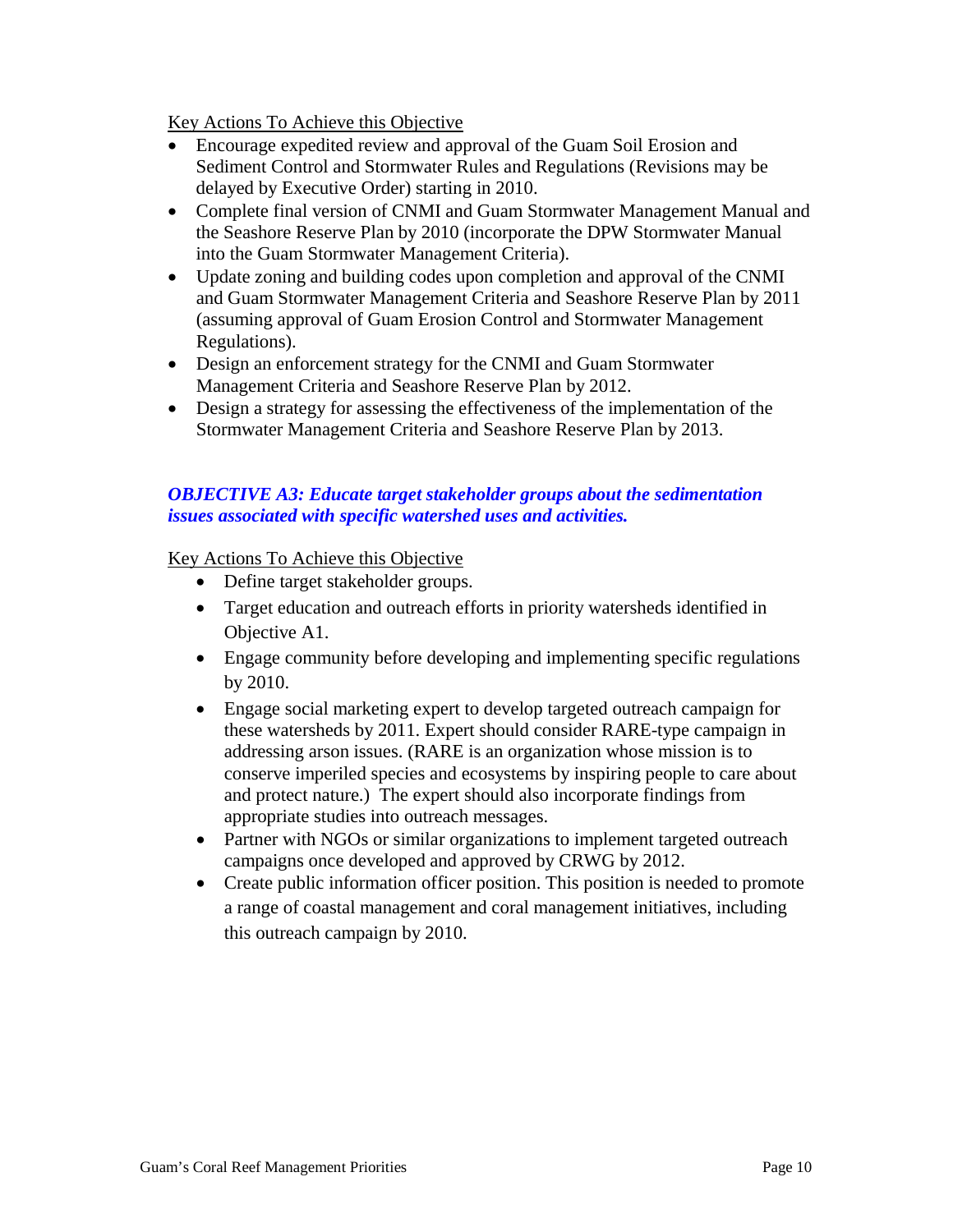Key Actions To Achieve this Objective

- Encourage expedited review and approval of the Guam Soil Erosion and Sediment Control and Stormwater Rules and Regulations (Revisions may be delayed by Executive Order) starting in 2010.
- Complete final version of CNMI and Guam Stormwater Management Manual and the Seashore Reserve Plan by 2010 (incorporate the DPW Stormwater Manual into the Guam Stormwater Management Criteria).
- Update zoning and building codes upon completion and approval of the CNMI and Guam Stormwater Management Criteria and Seashore Reserve Plan by 2011 (assuming approval of Guam Erosion Control and Stormwater Management Regulations).
- Design an enforcement strategy for the CNMI and Guam Stormwater Management Criteria and Seashore Reserve Plan by 2012.
- Design a strategy for assessing the effectiveness of the implementation of the Stormwater Management Criteria and Seashore Reserve Plan by 2013.

### *OBJECTIVE A3: Educate target stakeholder groups about the sedimentation issues associated with specific watershed uses and activities.*

Key Actions To Achieve this Objective

- Define target stakeholder groups.
- Target education and outreach efforts in priority watersheds identified in Objective A1.
- Engage community before developing and implementing specific regulations by 2010.
- Engage social marketing expert to develop targeted outreach campaign for these watersheds by 2011. Expert should consider RARE-type campaign in addressing arson issues. (RARE is an organization whose mission is to conserve imperiled species and ecosystems by inspiring people to care about and protect nature.) The expert should also incorporate findings from appropriate studies into outreach messages.
- Partner with NGOs or similar organizations to implement targeted outreach campaigns once developed and approved by CRWG by 2012.
- Create public information officer position. This position is needed to promote a range of coastal management and coral management initiatives, including this outreach campaign by 2010.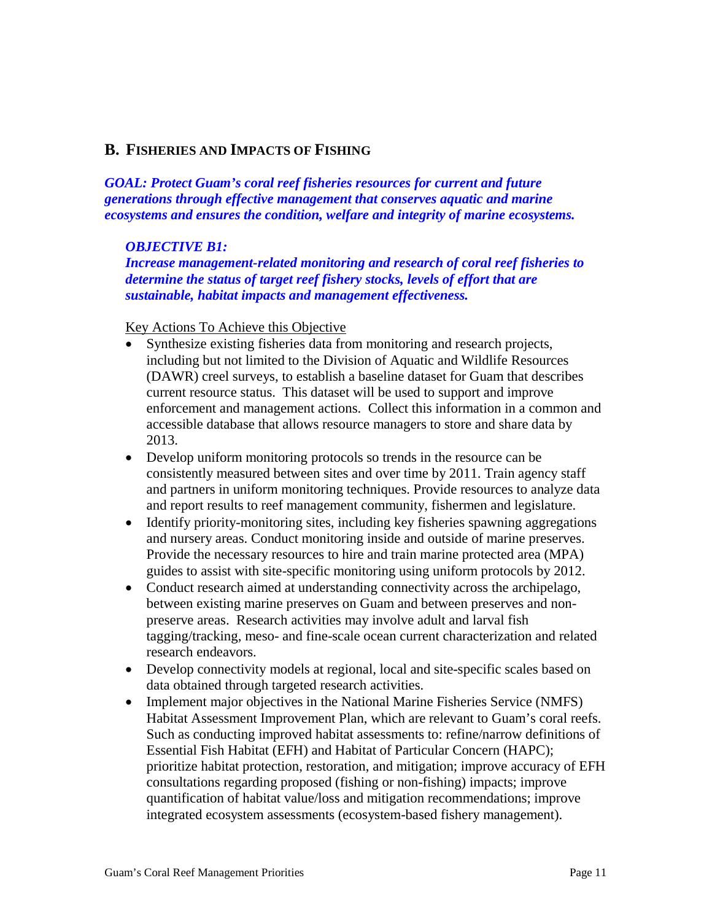## B. Fisheries and Impacts of Fishing

***GOAL: Protect Guam's coral reef fisheries resources for current and future generations through effective management that conserves aquatic and marine ecosystems and ensures the condition, welfare and integrity of marine ecosystems.***

***OBJECTIVE B1:***
***Increase management-related monitoring and research of coral reef fisheries to determine the status of target reef fishery stocks, levels of effort that are sustainable, habitat impacts and management effectiveness.***

Key Actions To Achieve this Objective

- Synthesize existing fisheries data from monitoring and research projects, including but not limited to the Division of Aquatic and Wildlife Resources (DAWR) creel surveys, to establish a baseline dataset for Guam that describes current resource status. This dataset will be used to support and improve enforcement and management actions. Collect this information in a common and accessible database that allows resource managers to store and share data by 2013.
- Develop uniform monitoring protocols so trends in the resource can be consistently measured between sites and over time by 2011. Train agency staff and partners in uniform monitoring techniques. Provide resources to analyze data and report results to reef management community, fishermen and legislature.
- Identify priority-monitoring sites, including key fisheries spawning aggregations and nursery areas. Conduct monitoring inside and outside of marine preserves. Provide the necessary resources to hire and train marine protected area (MPA) guides to assist with site-specific monitoring using uniform protocols by 2012.
- Conduct research aimed at understanding connectivity across the archipelago, between existing marine preserves on Guam and between preserves and non-preserve areas. Research activities may involve adult and larval fish tagging/tracking, meso- and fine-scale ocean current characterization and related research endeavors.
- Develop connectivity models at regional, local and site-specific scales based on data obtained through targeted research activities.
- Implement major objectives in the National Marine Fisheries Service (NMFS) Habitat Assessment Improvement Plan, which are relevant to Guam's coral reefs. Such as conducting improved habitat assessments to: refine/narrow definitions of Essential Fish Habitat (EFH) and Habitat of Particular Concern (HAPC); prioritize habitat protection, restoration, and mitigation; improve accuracy of EFH consultations regarding proposed (fishing or non-fishing) impacts; improve quantification of habitat value/loss and mitigation recommendations; improve integrated ecosystem assessments (ecosystem-based fishery management).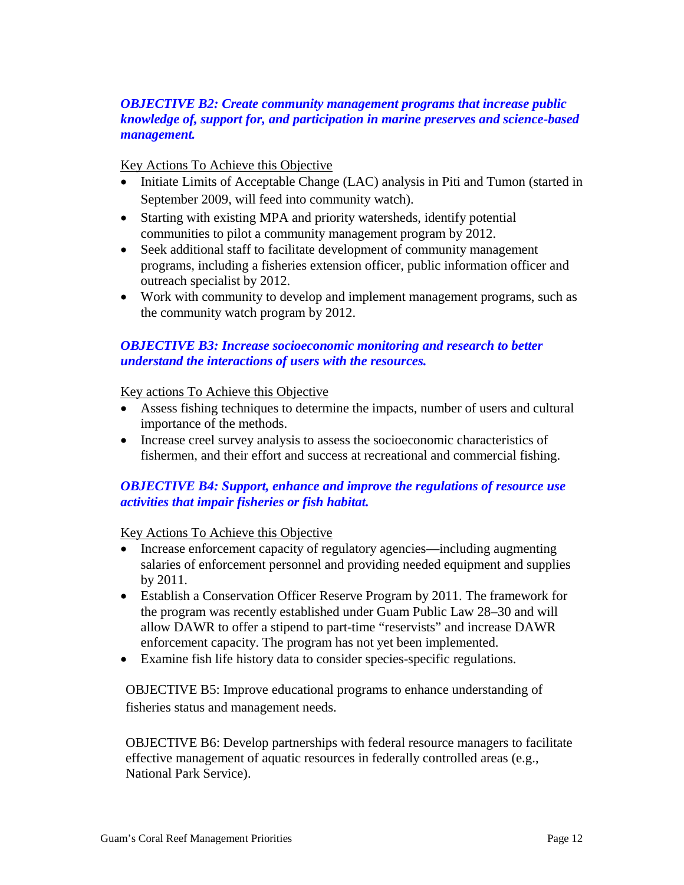***OBJECTIVE B2: Create community management programs that increase public knowledge of, support for, and participation in marine preserves and science-based management.***

Key Actions To Achieve this Objective

- Initiate Limits of Acceptable Change (LAC) analysis in Piti and Tumon (started in September 2009, will feed into community watch).
- Starting with existing MPA and priority watersheds, identify potential communities to pilot a community management program by 2012.
- Seek additional staff to facilitate development of community management programs, including a fisheries extension officer, public information officer and outreach specialist by 2012.
- Work with community to develop and implement management programs, such as the community watch program by 2012.

***OBJECTIVE B3: Increase socioeconomic monitoring and research to better understand the interactions of users with the resources.***

Key actions To Achieve this Objective

- Assess fishing techniques to determine the impacts, number of users and cultural importance of the methods.
- Increase creel survey analysis to assess the socioeconomic characteristics of fishermen, and their effort and success at recreational and commercial fishing.

***OBJECTIVE B4: Support, enhance and improve the regulations of resource use activities that impair fisheries or fish habitat.***

Key Actions To Achieve this Objective

- Increase enforcement capacity of regulatory agencies—including augmenting salaries of enforcement personnel and providing needed equipment and supplies by 2011.
- Establish a Conservation Officer Reserve Program by 2011. The framework for the program was recently established under Guam Public Law 28–30 and will allow DAWR to offer a stipend to part-time "reservists" and increase DAWR enforcement capacity. The program has not yet been implemented.
- Examine fish life history data to consider species-specific regulations.

OBJECTIVE B5: Improve educational programs to enhance understanding of fisheries status and management needs.

OBJECTIVE B6: Develop partnerships with federal resource managers to facilitate effective management of aquatic resources in federally controlled areas (e.g., National Park Service).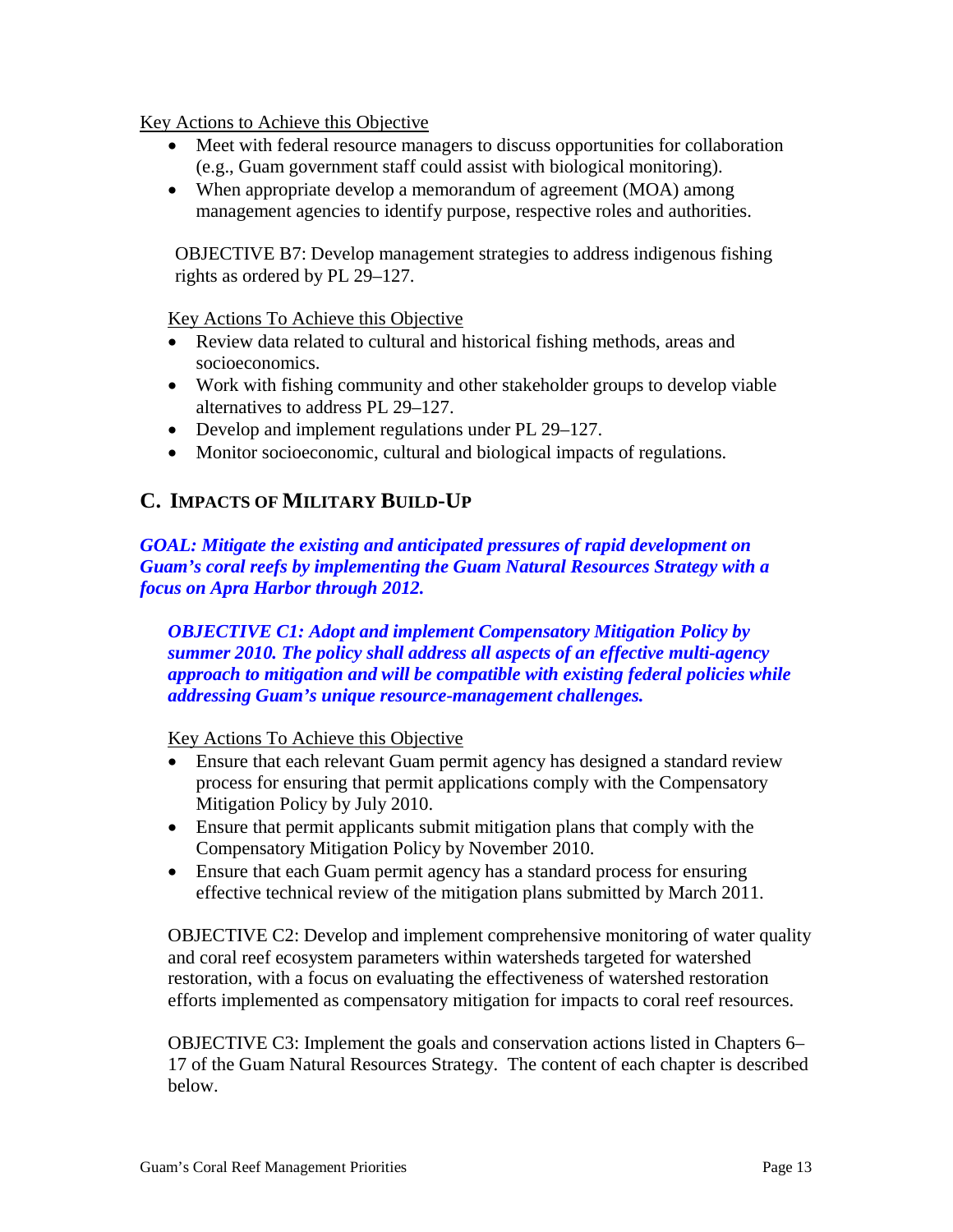Key Actions to Achieve this Objective

- Meet with federal resource managers to discuss opportunities for collaboration (e.g., Guam government staff could assist with biological monitoring).
- When appropriate develop a memorandum of agreement (MOA) among management agencies to identify purpose, respective roles and authorities.

OBJECTIVE B7: Develop management strategies to address indigenous fishing rights as ordered by PL 29–127.

Key Actions To Achieve this Objective

- Review data related to cultural and historical fishing methods, areas and socioeconomics.
- Work with fishing community and other stakeholder groups to develop viable alternatives to address PL 29–127.
- Develop and implement regulations under PL 29–127.
- Monitor socioeconomic, cultural and biological impacts of regulations.

## C. Impacts of Military Build-Up

***GOAL: Mitigate the existing and anticipated pressures of rapid development on Guam's coral reefs by implementing the Guam Natural Resources Strategy with a focus on Apra Harbor through 2012.***

***OBJECTIVE C1: Adopt and implement Compensatory Mitigation Policy by summer 2010. The policy shall address all aspects of an effective multi-agency approach to mitigation and will be compatible with existing federal policies while addressing Guam's unique resource-management challenges.***

Key Actions To Achieve this Objective

- Ensure that each relevant Guam permit agency has designed a standard review process for ensuring that permit applications comply with the Compensatory Mitigation Policy by July 2010.
- Ensure that permit applicants submit mitigation plans that comply with the Compensatory Mitigation Policy by November 2010.
- Ensure that each Guam permit agency has a standard process for ensuring effective technical review of the mitigation plans submitted by March 2011.

OBJECTIVE C2: Develop and implement comprehensive monitoring of water quality and coral reef ecosystem parameters within watersheds targeted for watershed restoration, with a focus on evaluating the effectiveness of watershed restoration efforts implemented as compensatory mitigation for impacts to coral reef resources.

OBJECTIVE C3: Implement the goals and conservation actions listed in Chapters 6–17 of the Guam Natural Resources Strategy. The content of each chapter is described below.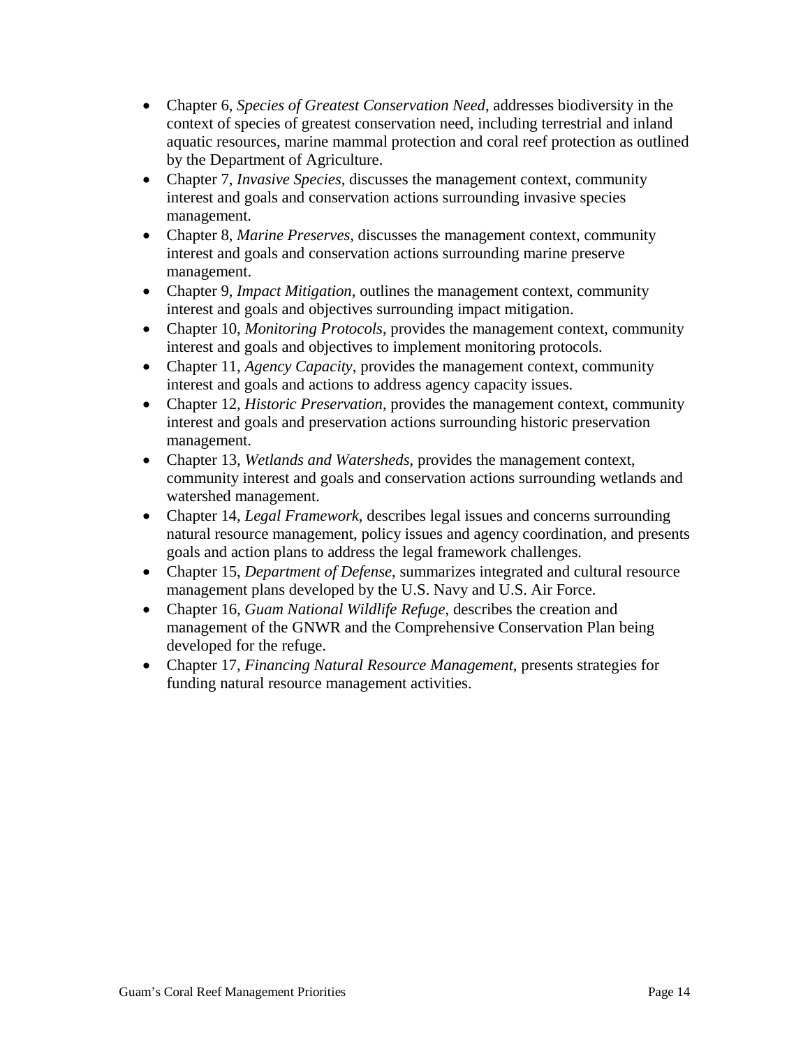- Chapter 6, *Species of Greatest Conservation Need*, addresses biodiversity in the context of species of greatest conservation need, including terrestrial and inland aquatic resources, marine mammal protection and coral reef protection as outlined by the Department of Agriculture.
- Chapter 7, *Invasive Species*, discusses the management context, community interest and goals and conservation actions surrounding invasive species management.
- Chapter 8, *Marine Preserves*, discusses the management context, community interest and goals and conservation actions surrounding marine preserve management.
- Chapter 9, *Impact Mitigation*, outlines the management context, community interest and goals and objectives surrounding impact mitigation.
- Chapter 10, *Monitoring Protocols*, provides the management context, community interest and goals and objectives to implement monitoring protocols.
- Chapter 11, *Agency Capacity*, provides the management context, community interest and goals and actions to address agency capacity issues.
- Chapter 12, *Historic Preservation*, provides the management context, community interest and goals and preservation actions surrounding historic preservation management.
- Chapter 13, *Wetlands and Watersheds*, provides the management context, community interest and goals and conservation actions surrounding wetlands and watershed management.
- Chapter 14, *Legal Framework*, describes legal issues and concerns surrounding natural resource management, policy issues and agency coordination, and presents goals and action plans to address the legal framework challenges.
- Chapter 15, *Department of Defense*, summarizes integrated and cultural resource management plans developed by the U.S. Navy and U.S. Air Force.
- Chapter 16, *Guam National Wildlife Refuge*, describes the creation and management of the GNWR and the Comprehensive Conservation Plan being developed for the refuge.
- Chapter 17, *Financing Natural Resource Management*, presents strategies for funding natural resource management activities.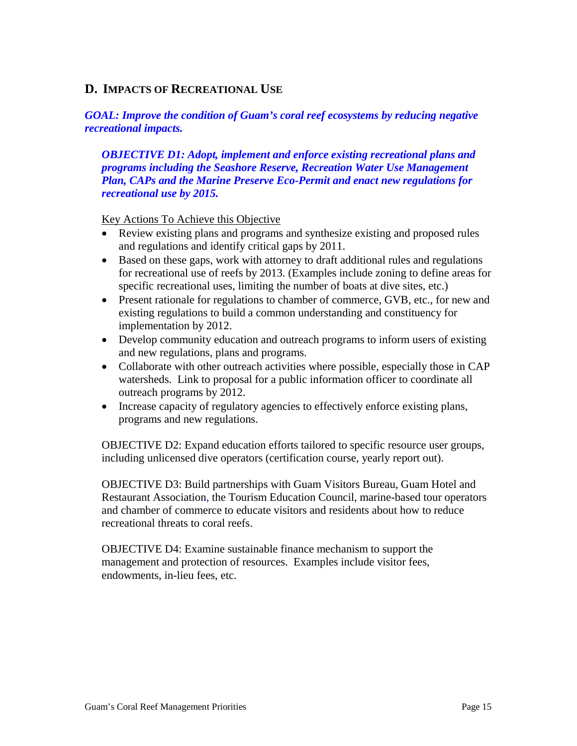## D. Impacts of Recreational Use

***GOAL: Improve the condition of Guam's coral reef ecosystems by reducing negative recreational impacts.***

***OBJECTIVE D1: Adopt, implement and enforce existing recreational plans and programs including the Seashore Reserve, Recreation Water Use Management Plan, CAPs and the Marine Preserve Eco-Permit and enact new regulations for recreational use by 2015.***

Key Actions To Achieve this Objective

- Review existing plans and programs and synthesize existing and proposed rules and regulations and identify critical gaps by 2011.
- Based on these gaps, work with attorney to draft additional rules and regulations for recreational use of reefs by 2013. (Examples include zoning to define areas for specific recreational uses, limiting the number of boats at dive sites, etc.)
- Present rationale for regulations to chamber of commerce, GVB, etc., for new and existing regulations to build a common understanding and constituency for implementation by 2012.
- Develop community education and outreach programs to inform users of existing and new regulations, plans and programs.
- Collaborate with other outreach activities where possible, especially those in CAP watersheds. Link to proposal for a public information officer to coordinate all outreach programs by 2012.
- Increase capacity of regulatory agencies to effectively enforce existing plans, programs and new regulations.

OBJECTIVE D2: Expand education efforts tailored to specific resource user groups, including unlicensed dive operators (certification course, yearly report out).

OBJECTIVE D3: Build partnerships with Guam Visitors Bureau, Guam Hotel and Restaurant Association, the Tourism Education Council, marine-based tour operators and chamber of commerce to educate visitors and residents about how to reduce recreational threats to coral reefs.

OBJECTIVE D4: Examine sustainable finance mechanism to support the management and protection of resources. Examples include visitor fees, endowments, in-lieu fees, etc.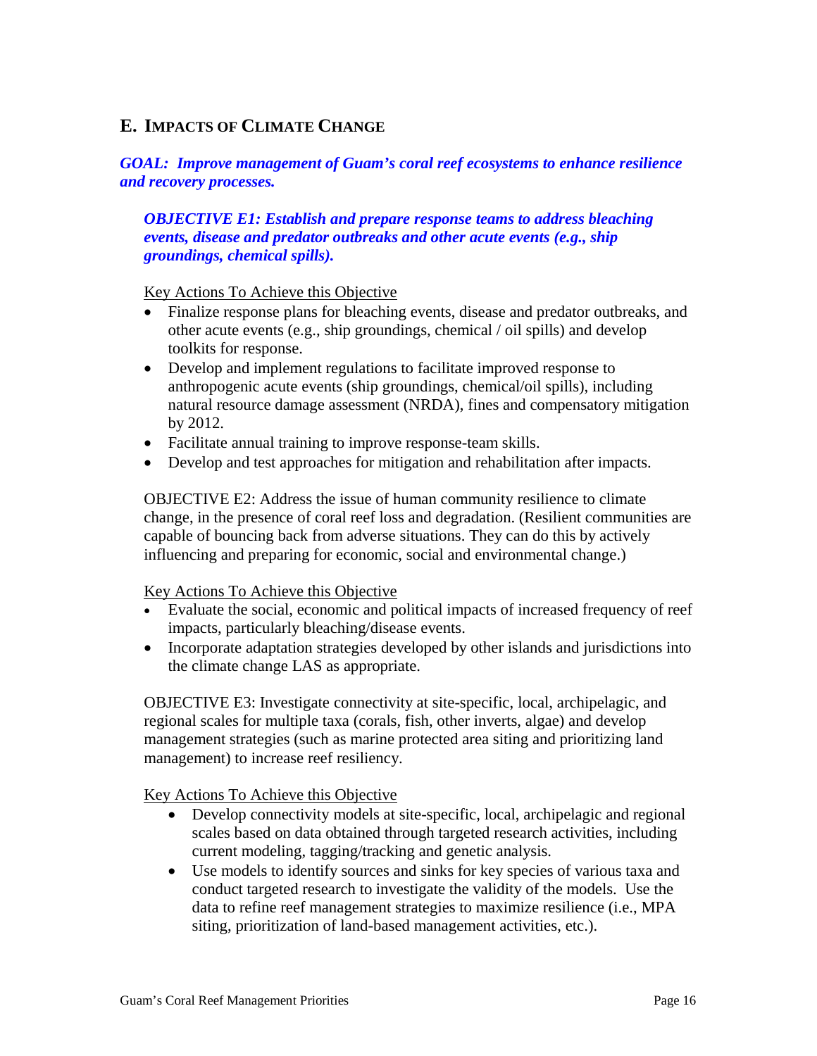## E. IMPACTS OF CLIMATE CHANGE

***GOAL: Improve management of Guam's coral reef ecosystems to enhance resilience and recovery processes.***

***OBJECTIVE E1: Establish and prepare response teams to address bleaching events, disease and predator outbreaks and other acute events (e.g., ship groundings, chemical spills).***

Key Actions To Achieve this Objective

- Finalize response plans for bleaching events, disease and predator outbreaks, and other acute events (e.g., ship groundings, chemical / oil spills) and develop toolkits for response.
- Develop and implement regulations to facilitate improved response to anthropogenic acute events (ship groundings, chemical/oil spills), including natural resource damage assessment (NRDA), fines and compensatory mitigation by 2012.
- Facilitate annual training to improve response-team skills.
- Develop and test approaches for mitigation and rehabilitation after impacts.

OBJECTIVE E2: Address the issue of human community resilience to climate change, in the presence of coral reef loss and degradation. (Resilient communities are capable of bouncing back from adverse situations. They can do this by actively influencing and preparing for economic, social and environmental change.)

Key Actions To Achieve this Objective

- Evaluate the social, economic and political impacts of increased frequency of reef impacts, particularly bleaching/disease events.
- Incorporate adaptation strategies developed by other islands and jurisdictions into the climate change LAS as appropriate.

OBJECTIVE E3: Investigate connectivity at site-specific, local, archipelagic, and regional scales for multiple taxa (corals, fish, other inverts, algae) and develop management strategies (such as marine protected area siting and prioritizing land management) to increase reef resiliency.

Key Actions To Achieve this Objective

- Develop connectivity models at site-specific, local, archipelagic and regional scales based on data obtained through targeted research activities, including current modeling, tagging/tracking and genetic analysis.
- Use models to identify sources and sinks for key species of various taxa and conduct targeted research to investigate the validity of the models. Use the data to refine reef management strategies to maximize resilience (i.e., MPA siting, prioritization of land-based management activities, etc.).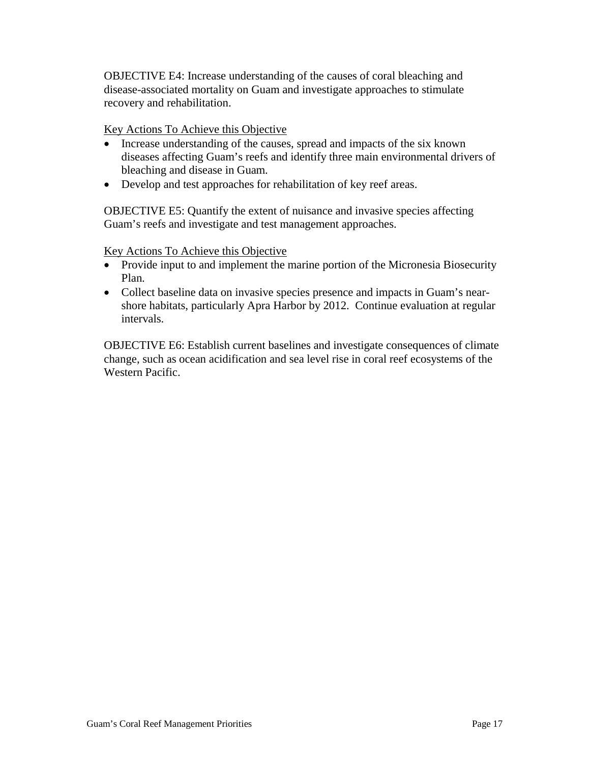OBJECTIVE E4: Increase understanding of the causes of coral bleaching and disease-associated mortality on Guam and investigate approaches to stimulate recovery and rehabilitation.

<u>Key Actions To Achieve this Objective</u>

- Increase understanding of the causes, spread and impacts of the six known diseases affecting Guam's reefs and identify three main environmental drivers of bleaching and disease in Guam.
- Develop and test approaches for rehabilitation of key reef areas.

OBJECTIVE E5: Quantify the extent of nuisance and invasive species affecting Guam's reefs and investigate and test management approaches.

<u>Key Actions To Achieve this Objective</u>

- Provide input to and implement the marine portion of the Micronesia Biosecurity Plan.
- Collect baseline data on invasive species presence and impacts in Guam's near-shore habitats, particularly Apra Harbor by 2012. Continue evaluation at regular intervals.

OBJECTIVE E6: Establish current baselines and investigate consequences of climate change, such as ocean acidification and sea level rise in coral reef ecosystems of the Western Pacific.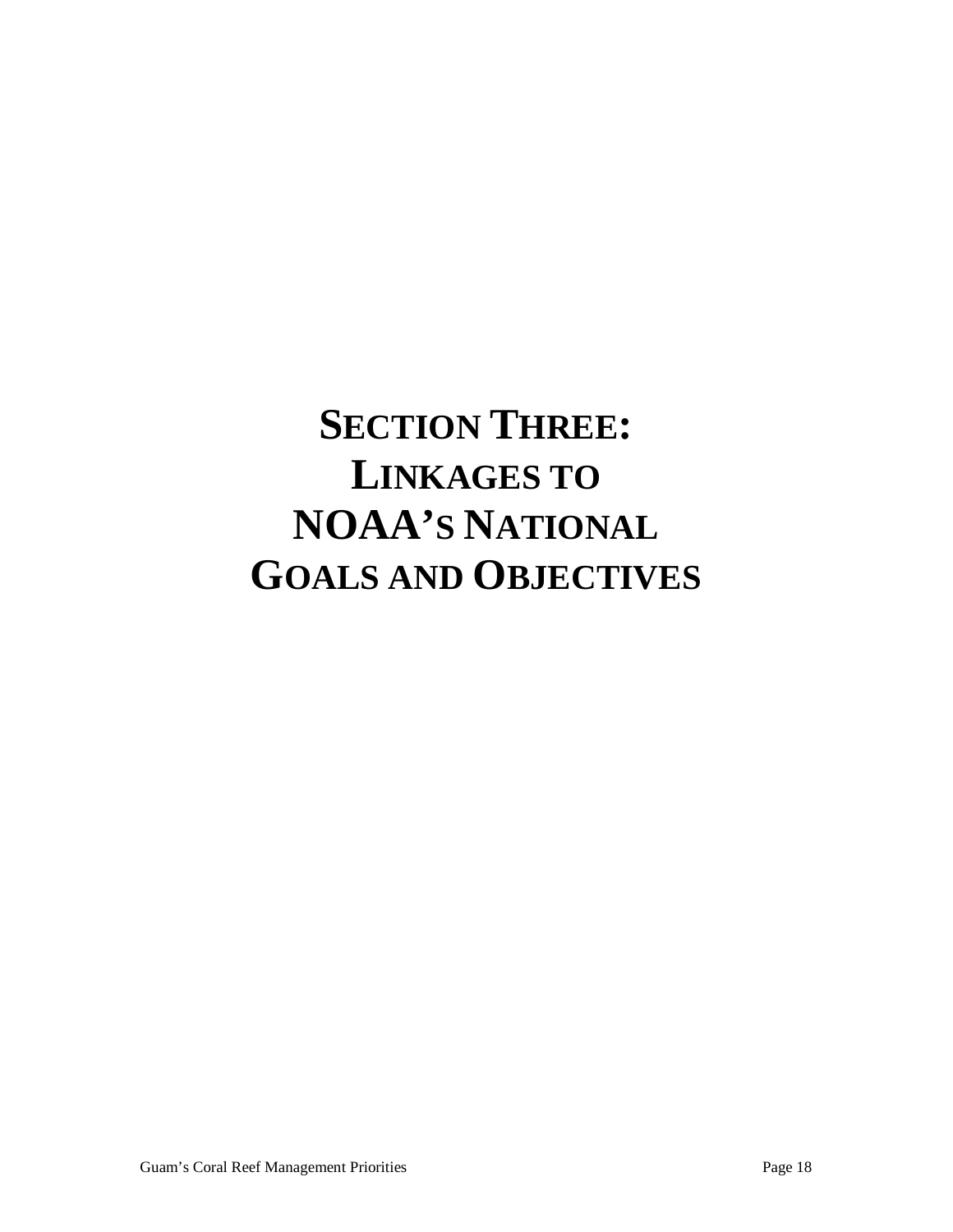# SECTION THREE: LINKAGES TO NOAA'S NATIONAL GOALS AND OBJECTIVES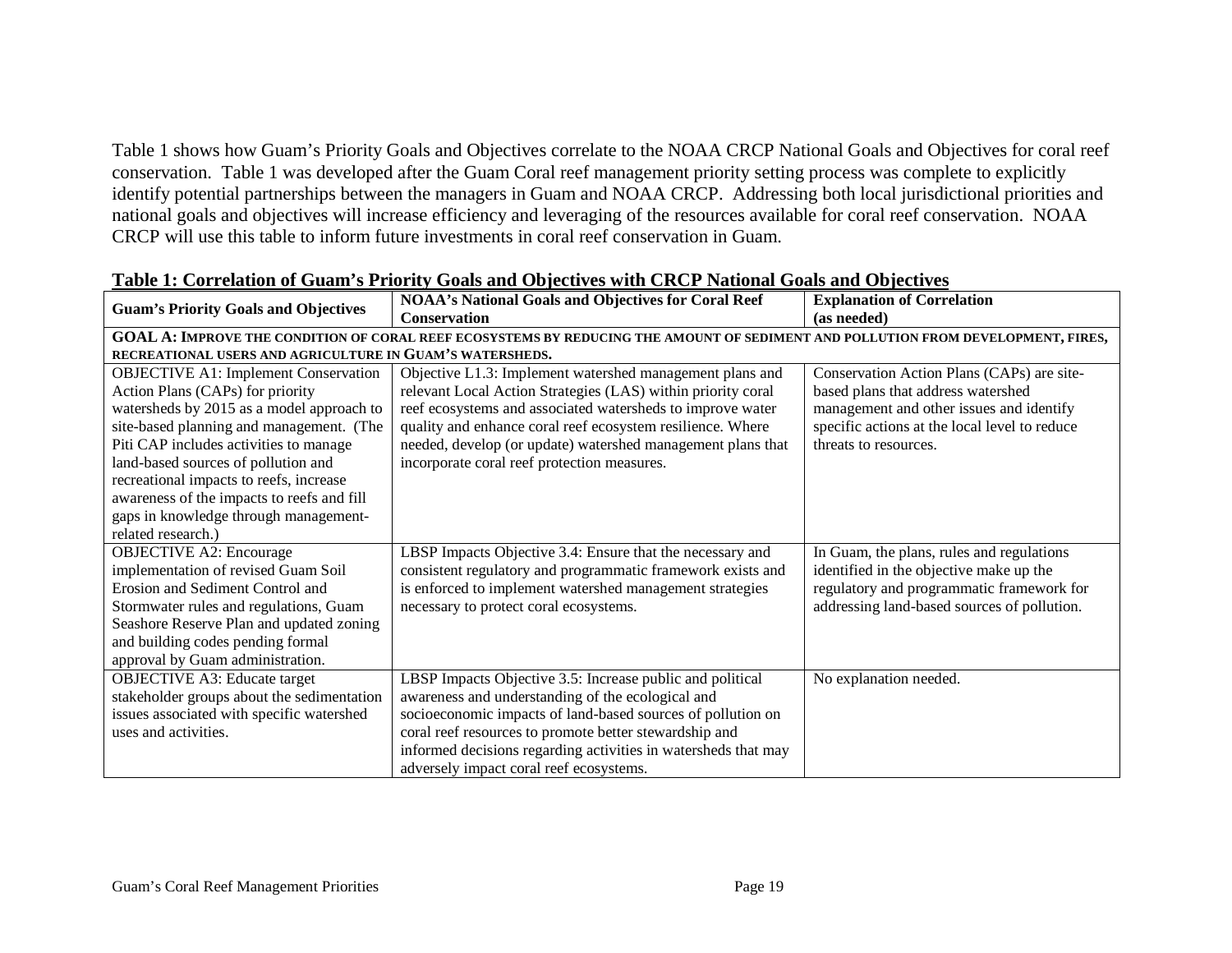Table 1 shows how Guam's Priority Goals and Objectives correlate to the NOAA CRCP National Goals and Objectives for coral reef conservation. Table 1 was developed after the Guam Coral reef management priority setting process was complete to explicitly identify potential partnerships between the managers in Guam and NOAA CRCP. Addressing both local jurisdictional priorities and national goals and objectives will increase efficiency and leveraging of the resources available for coral reef conservation. NOAA CRCP will use this table to inform future investments in coral reef conservation in Guam.

**Table 1: Correlation of Guam's Priority Goals and Objectives with CRCP National Goals and Objectives**

| Guam's Priority Goals and Objectives | NOAA's National Goals and Objectives for Coral Reef Conservation | Explanation of Correlation (as needed) |
|---|---|---|
| **GOAL A: IMPROVE THE CONDITION OF CORAL REEF ECOSYSTEMS BY REDUCING THE AMOUNT OF SEDIMENT AND POLLUTION FROM DEVELOPMENT, FIRES, RECREATIONAL USERS AND AGRICULTURE IN GUAM'S WATERSHEDS.** | | |
| OBJECTIVE A1: Implement Conservation Action Plans (CAPs) for priority watersheds by 2015 as a model approach to site-based planning and management. (The Piti CAP includes activities to manage land-based sources of pollution and recreational impacts to reefs, increase awareness of the impacts to reefs and fill gaps in knowledge through management-related research.) | Objective L1.3: Implement watershed management plans and relevant Local Action Strategies (LAS) within priority coral reef ecosystems and associated watersheds to improve water quality and enhance coral reef ecosystem resilience. Where needed, develop (or update) watershed management plans that incorporate coral reef protection measures. | Conservation Action Plans (CAPs) are site-based plans that address watershed management and other issues and identify specific actions at the local level to reduce threats to resources. |
| OBJECTIVE A2: Encourage implementation of revised Guam Soil Erosion and Sediment Control and Stormwater rules and regulations, Guam Seashore Reserve Plan and updated zoning and building codes pending formal approval by Guam administration. | LBSP Impacts Objective 3.4: Ensure that the necessary and consistent regulatory and programmatic framework exists and is enforced to implement watershed management strategies necessary to protect coral ecosystems. | In Guam, the plans, rules and regulations identified in the objective make up the regulatory and programmatic framework for addressing land-based sources of pollution. |
| OBJECTIVE A3: Educate target stakeholder groups about the sedimentation issues associated with specific watershed uses and activities. | LBSP Impacts Objective 3.5: Increase public and political awareness and understanding of the ecological and socioeconomic impacts of land-based sources of pollution on coral reef resources to promote better stewardship and informed decisions regarding activities in watersheds that may adversely impact coral reef ecosystems. | No explanation needed. |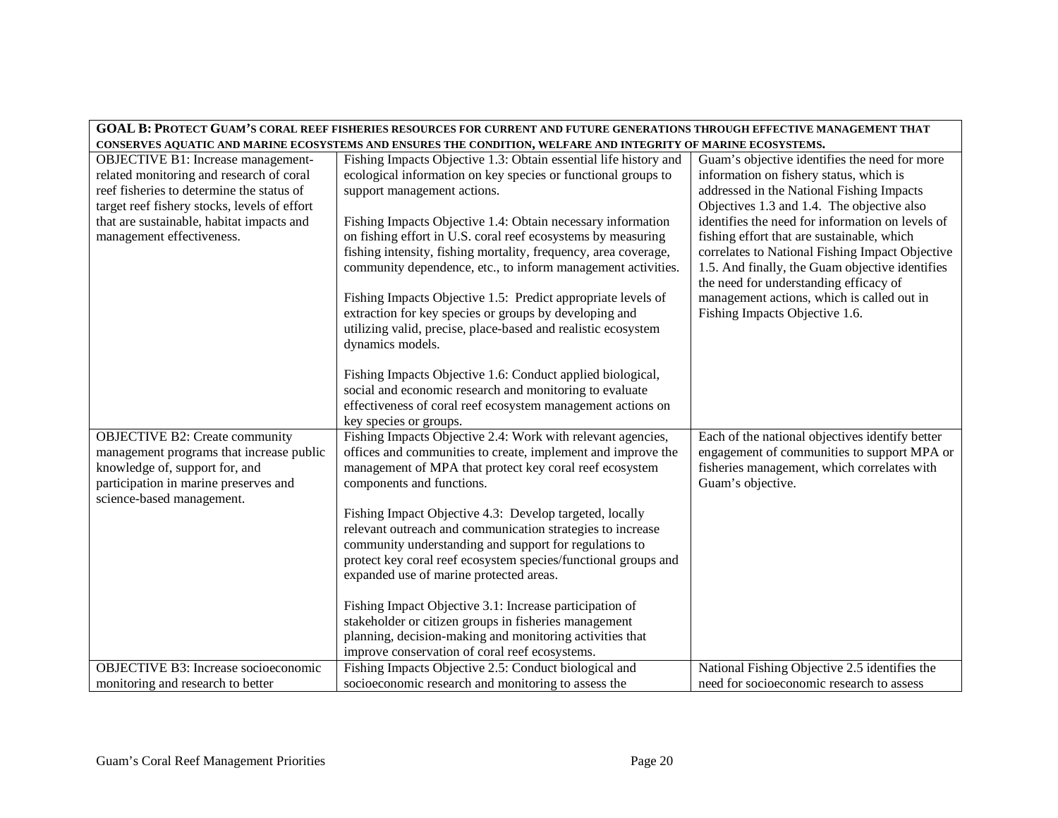| GOAL B: PROTECT GUAM'S CORAL REEF FISHERIES RESOURCES FOR CURRENT AND FUTURE GENERATIONS THROUGH EFFECTIVE MANAGEMENT THAT CONSERVES AQUATIC AND MARINE ECOSYSTEMS AND ENSURES THE CONDITION, WELFARE AND INTEGRITY OF MARINE ECOSYSTEMS. | | |
|---|---|---|
| OBJECTIVE B1: Increase management-related monitoring and research of coral reef fisheries to determine the status of target reef fishery stocks, levels of effort that are sustainable, habitat impacts and management effectiveness. | Fishing Impacts Objective 1.3: Obtain essential life history and ecological information on key species or functional groups to support management actions.<br><br>Fishing Impacts Objective 1.4: Obtain necessary information on fishing effort in U.S. coral reef ecosystems by measuring fishing intensity, fishing mortality, frequency, area coverage, community dependence, etc., to inform management activities.<br><br>Fishing Impacts Objective 1.5: Predict appropriate levels of extraction for key species or groups by developing and utilizing valid, precise, place-based and realistic ecosystem dynamics models.<br><br>Fishing Impacts Objective 1.6: Conduct applied biological, social and economic research and monitoring to evaluate effectiveness of coral reef ecosystem management actions on key species or groups. | Guam's objective identifies the need for more information on fishery status, which is addressed in the National Fishing Impacts Objectives 1.3 and 1.4. The objective also identifies the need for information on levels of fishing effort that are sustainable, which correlates to National Fishing Impact Objective 1.5. And finally, the Guam objective identifies the need for understanding efficacy of management actions, which is called out in Fishing Impacts Objective 1.6. |
| OBJECTIVE B2: Create community management programs that increase public knowledge of, support for, and participation in marine preserves and science-based management. | Fishing Impacts Objective 2.4: Work with relevant agencies, offices and communities to create, implement and improve the management of MPA that protect key coral reef ecosystem components and functions.<br><br>Fishing Impact Objective 4.3: Develop targeted, locally relevant outreach and communication strategies to increase community understanding and support for regulations to protect key coral reef ecosystem species/functional groups and expanded use of marine protected areas.<br><br>Fishing Impact Objective 3.1: Increase participation of stakeholder or citizen groups in fisheries management planning, decision-making and monitoring activities that improve conservation of coral reef ecosystems. | Each of the national objectives identify better engagement of communities to support MPA or fisheries management, which correlates with Guam's objective. |
| OBJECTIVE B3: Increase socioeconomic monitoring and research to better | Fishing Impacts Objective 2.5: Conduct biological and socioeconomic research and monitoring to assess the | National Fishing Objective 2.5 identifies the need for socioeconomic research to assess |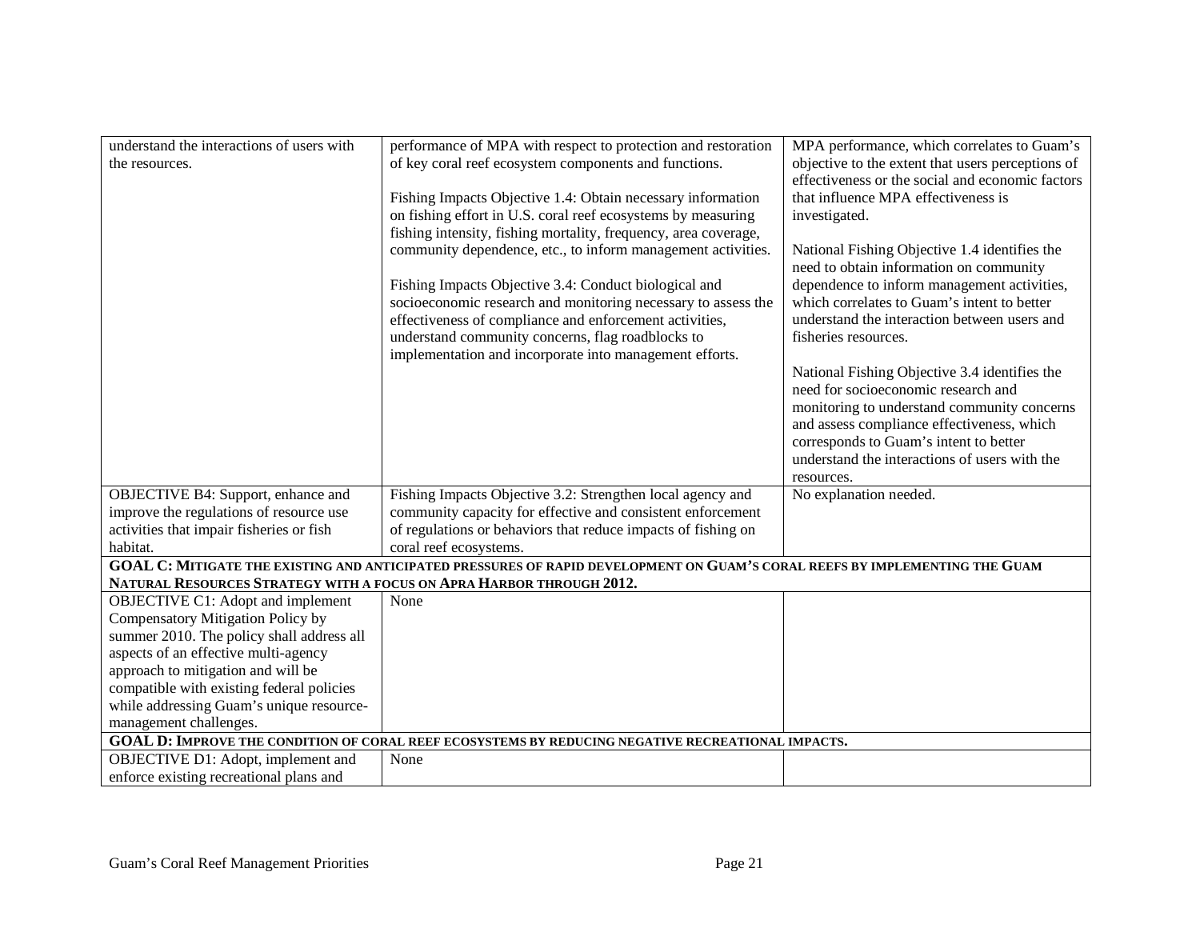| | | |
|---|---|---|
| understand the interactions of users with the resources. | performance of MPA with respect to protection and restoration of key coral reef ecosystem components and functions.<br><br>Fishing Impacts Objective 1.4: Obtain necessary information on fishing effort in U.S. coral reef ecosystems by measuring fishing intensity, fishing mortality, frequency, area coverage, community dependence, etc., to inform management activities.<br><br>Fishing Impacts Objective 3.4: Conduct biological and socioeconomic research and monitoring necessary to assess the effectiveness of compliance and enforcement activities, understand community concerns, flag roadblocks to implementation and incorporate into management efforts. | MPA performance, which correlates to Guam's objective to the extent that users perceptions of effectiveness or the social and economic factors that influence MPA effectiveness is investigated.<br><br>National Fishing Objective 1.4 identifies the need to obtain information on community dependence to inform management activities, which correlates to Guam's intent to better understand the interaction between users and fisheries resources.<br><br>National Fishing Objective 3.4 identifies the need for socioeconomic research and monitoring to understand community concerns and assess compliance effectiveness, which corresponds to Guam's intent to better understand the interactions of users with the resources. |
| OBJECTIVE B4: Support, enhance and improve the regulations of resource use activities that impair fisheries or fish habitat. | Fishing Impacts Objective 3.2: Strengthen local agency and community capacity for effective and consistent enforcement of regulations or behaviors that reduce impacts of fishing on coral reef ecosystems. | No explanation needed. |
| **GOAL C: MITIGATE THE EXISTING AND ANTICIPATED PRESSURES OF RAPID DEVELOPMENT ON GUAM'S CORAL REEFS BY IMPLEMENTING THE GUAM NATURAL RESOURCES STRATEGY WITH A FOCUS ON APRA HARBOR THROUGH 2012.** | | |
| OBJECTIVE C1: Adopt and implement Compensatory Mitigation Policy by summer 2010. The policy shall address all aspects of an effective multi-agency approach to mitigation and will be compatible with existing federal policies while addressing Guam's unique resource-management challenges. | None | |
| **GOAL D: IMPROVE THE CONDITION OF CORAL REEF ECOSYSTEMS BY REDUCING NEGATIVE RECREATIONAL IMPACTS.** | | |
| OBJECTIVE D1: Adopt, implement and enforce existing recreational plans and | None | |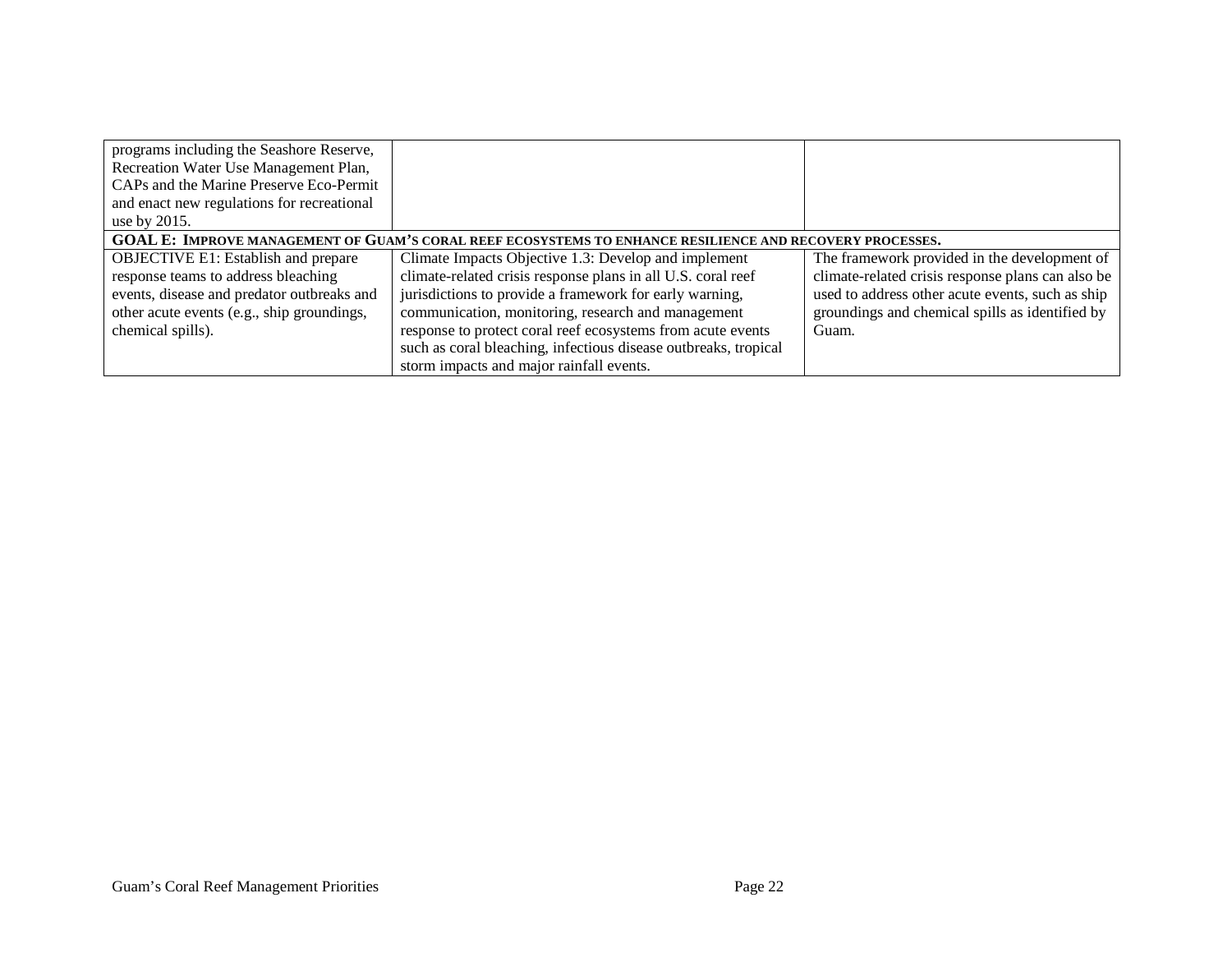| | | |
|---|---|---|
| programs including the Seashore Reserve, Recreation Water Use Management Plan, CAPs and the Marine Preserve Eco-Permit and enact new regulations for recreational use by 2015. | | |
| **GOAL E: IMPROVE MANAGEMENT OF GUAM'S CORAL REEF ECOSYSTEMS TO ENHANCE RESILIENCE AND RECOVERY PROCESSES.** | | |
| OBJECTIVE E1: Establish and prepare response teams to address bleaching events, disease and predator outbreaks and other acute events (e.g., ship groundings, chemical spills). | Climate Impacts Objective 1.3: Develop and implement climate-related crisis response plans in all U.S. coral reef jurisdictions to provide a framework for early warning, communication, monitoring, research and management response to protect coral reef ecosystems from acute events such as coral bleaching, infectious disease outbreaks, tropical storm impacts and major rainfall events. | The framework provided in the development of climate-related crisis response plans can also be used to address other acute events, such as ship groundings and chemical spills as identified by Guam. |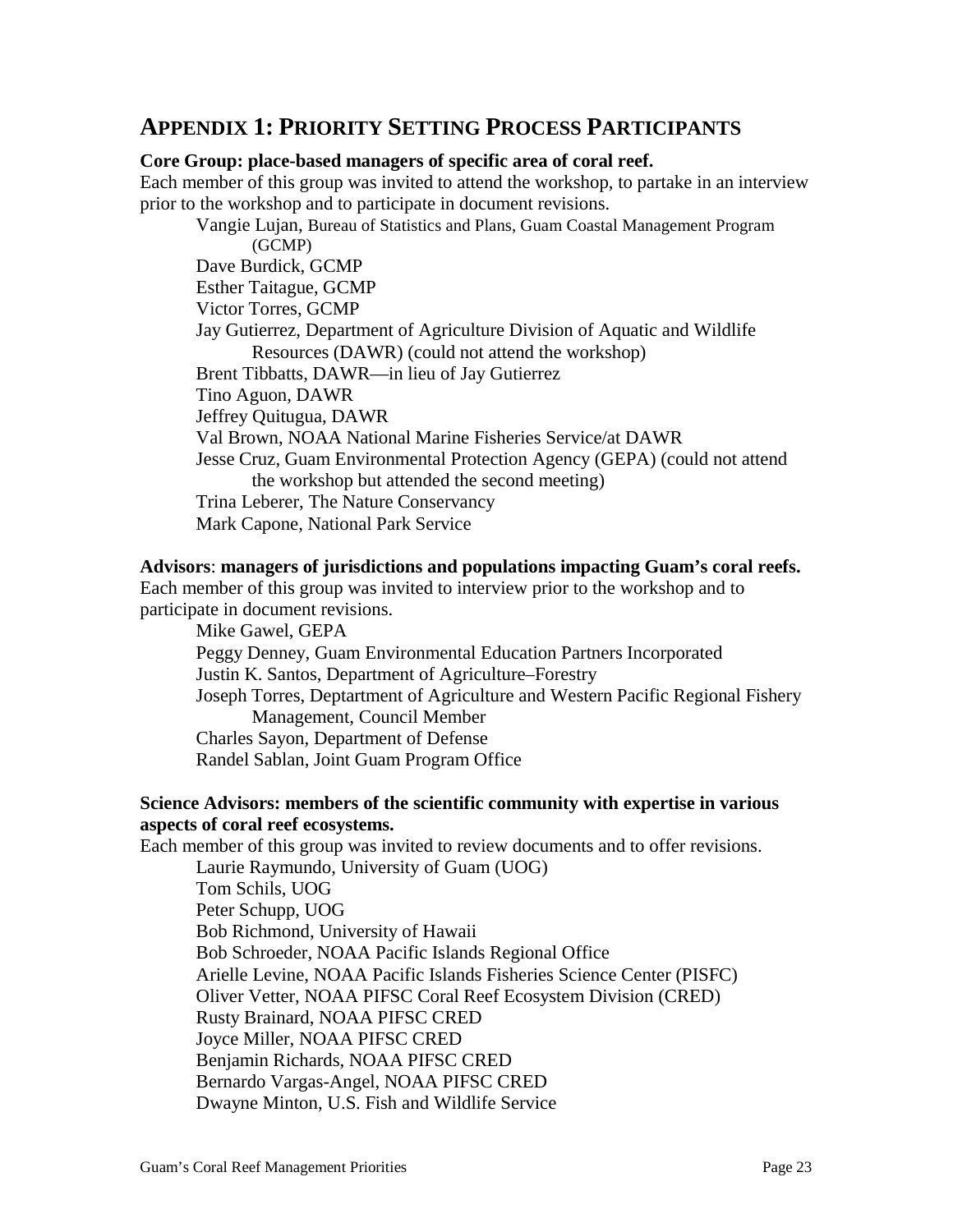## APPENDIX 1: PRIORITY SETTING PROCESS PARTICIPANTS

**Core Group: place-based managers of specific area of coral reef.**
Each member of this group was invited to attend the workshop, to partake in an interview prior to the workshop and to participate in document revisions.

- Vangie Lujan, Bureau of Statistics and Plans, Guam Coastal Management Program (GCMP)
- Dave Burdick, GCMP
- Esther Taitague, GCMP
- Victor Torres, GCMP
- Jay Gutierrez, Department of Agriculture Division of Aquatic and Wildlife Resources (DAWR) (could not attend the workshop)
- Brent Tibbatts, DAWR—in lieu of Jay Gutierrez
- Tino Aguon, DAWR
- Jeffrey Quitugua, DAWR
- Val Brown, NOAA National Marine Fisheries Service/at DAWR
- Jesse Cruz, Guam Environmental Protection Agency (GEPA) (could not attend the workshop but attended the second meeting)
- Trina Leberer, The Nature Conservancy
- Mark Capone, National Park Service

**Advisors**: **managers of jurisdictions and populations impacting Guam's coral reefs.**
Each member of this group was invited to interview prior to the workshop and to participate in document revisions.

- Mike Gawel, GEPA
- Peggy Denney, Guam Environmental Education Partners Incorporated
- Justin K. Santos, Department of Agriculture–Forestry
- Joseph Torres, Deptartment of Agriculture and Western Pacific Regional Fishery Management, Council Member
- Charles Sayon, Department of Defense
- Randel Sablan, Joint Guam Program Office

**Science Advisors: members of the scientific community with expertise in various aspects of coral reef ecosystems.**
Each member of this group was invited to review documents and to offer revisions.

- Laurie Raymundo, University of Guam (UOG)
- Tom Schils, UOG
- Peter Schupp, UOG
- Bob Richmond, University of Hawaii
- Bob Schroeder, NOAA Pacific Islands Regional Office
- Arielle Levine, NOAA Pacific Islands Fisheries Science Center (PISFC)
- Oliver Vetter, NOAA PIFSC Coral Reef Ecosystem Division (CRED)
- Rusty Brainard, NOAA PIFSC CRED
- Joyce Miller, NOAA PIFSC CRED
- Benjamin Richards, NOAA PIFSC CRED
- Bernardo Vargas-Angel, NOAA PIFSC CRED
- Dwayne Minton, U.S. Fish and Wildlife Service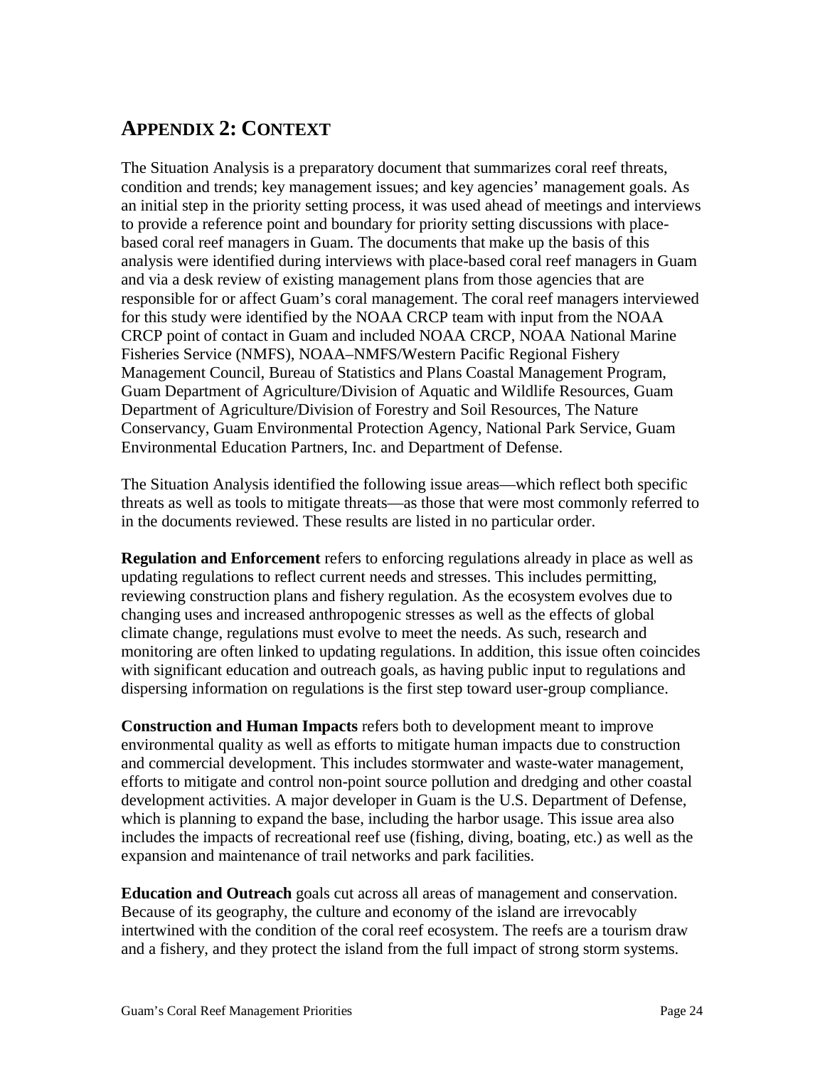## Appendix 2: Context

The Situation Analysis is a preparatory document that summarizes coral reef threats, condition and trends; key management issues; and key agencies' management goals. As an initial step in the priority setting process, it was used ahead of meetings and interviews to provide a reference point and boundary for priority setting discussions with place-based coral reef managers in Guam. The documents that make up the basis of this analysis were identified during interviews with place-based coral reef managers in Guam and via a desk review of existing management plans from those agencies that are responsible for or affect Guam's coral management. The coral reef managers interviewed for this study were identified by the NOAA CRCP team with input from the NOAA CRCP point of contact in Guam and included NOAA CRCP, NOAA National Marine Fisheries Service (NMFS), NOAA–NMFS/Western Pacific Regional Fishery Management Council, Bureau of Statistics and Plans Coastal Management Program, Guam Department of Agriculture/Division of Aquatic and Wildlife Resources, Guam Department of Agriculture/Division of Forestry and Soil Resources, The Nature Conservancy, Guam Environmental Protection Agency, National Park Service, Guam Environmental Education Partners, Inc. and Department of Defense.

The Situation Analysis identified the following issue areas—which reflect both specific threats as well as tools to mitigate threats—as those that were most commonly referred to in the documents reviewed. These results are listed in no particular order.

**Regulation and Enforcement** refers to enforcing regulations already in place as well as updating regulations to reflect current needs and stresses. This includes permitting, reviewing construction plans and fishery regulation. As the ecosystem evolves due to changing uses and increased anthropogenic stresses as well as the effects of global climate change, regulations must evolve to meet the needs. As such, research and monitoring are often linked to updating regulations. In addition, this issue often coincides with significant education and outreach goals, as having public input to regulations and dispersing information on regulations is the first step toward user-group compliance.

**Construction and Human Impacts** refers both to development meant to improve environmental quality as well as efforts to mitigate human impacts due to construction and commercial development. This includes stormwater and waste-water management, efforts to mitigate and control non-point source pollution and dredging and other coastal development activities. A major developer in Guam is the U.S. Department of Defense, which is planning to expand the base, including the harbor usage. This issue area also includes the impacts of recreational reef use (fishing, diving, boating, etc.) as well as the expansion and maintenance of trail networks and park facilities.

**Education and Outreach** goals cut across all areas of management and conservation. Because of its geography, the culture and economy of the island are irrevocably intertwined with the condition of the coral reef ecosystem. The reefs are a tourism draw and a fishery, and they protect the island from the full impact of strong storm systems.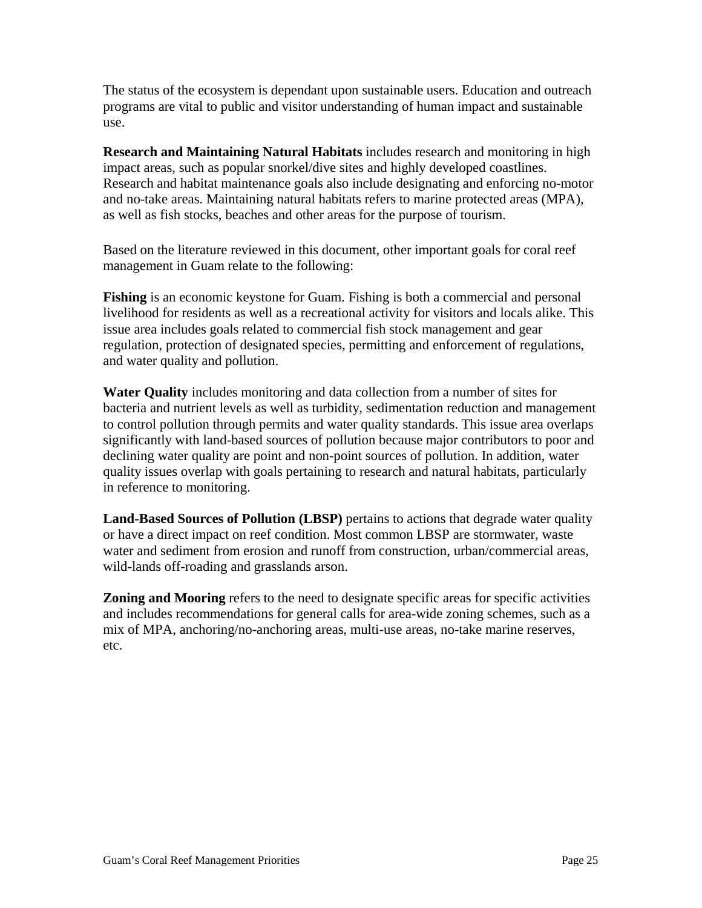The status of the ecosystem is dependant upon sustainable users. Education and outreach programs are vital to public and visitor understanding of human impact and sustainable use.

**Research and Maintaining Natural Habitats** includes research and monitoring in high impact areas, such as popular snorkel/dive sites and highly developed coastlines. Research and habitat maintenance goals also include designating and enforcing no-motor and no-take areas. Maintaining natural habitats refers to marine protected areas (MPA), as well as fish stocks, beaches and other areas for the purpose of tourism.

Based on the literature reviewed in this document, other important goals for coral reef management in Guam relate to the following:

**Fishing** is an economic keystone for Guam. Fishing is both a commercial and personal livelihood for residents as well as a recreational activity for visitors and locals alike. This issue area includes goals related to commercial fish stock management and gear regulation, protection of designated species, permitting and enforcement of regulations, and water quality and pollution.

**Water Quality** includes monitoring and data collection from a number of sites for bacteria and nutrient levels as well as turbidity, sedimentation reduction and management to control pollution through permits and water quality standards. This issue area overlaps significantly with land-based sources of pollution because major contributors to poor and declining water quality are point and non-point sources of pollution. In addition, water quality issues overlap with goals pertaining to research and natural habitats, particularly in reference to monitoring.

**Land-Based Sources of Pollution (LBSP)** pertains to actions that degrade water quality or have a direct impact on reef condition. Most common LBSP are stormwater, waste water and sediment from erosion and runoff from construction, urban/commercial areas, wild-lands off-roading and grasslands arson.

**Zoning and Mooring** refers to the need to designate specific areas for specific activities and includes recommendations for general calls for area-wide zoning schemes, such as a mix of MPA, anchoring/no-anchoring areas, multi-use areas, no-take marine reserves, etc.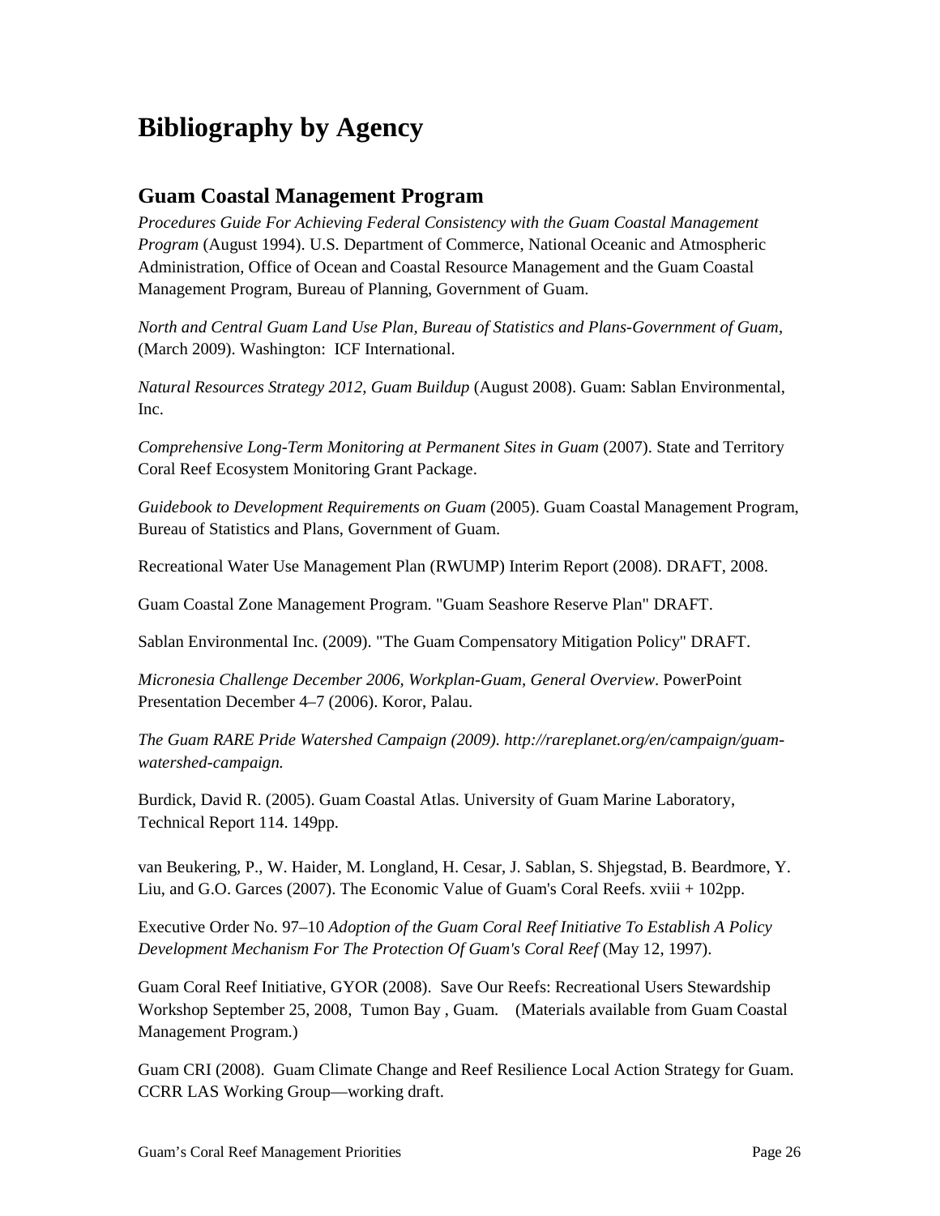# Bibliography by Agency

## Guam Coastal Management Program

*Procedures Guide For Achieving Federal Consistency with the Guam Coastal Management Program* (August 1994). U.S. Department of Commerce, National Oceanic and Atmospheric Administration, Office of Ocean and Coastal Resource Management and the Guam Coastal Management Program, Bureau of Planning, Government of Guam.

*North and Central Guam Land Use Plan, Bureau of Statistics and Plans-Government of Guam*, (March 2009). Washington: ICF International.

*Natural Resources Strategy 2012, Guam Buildup* (August 2008). Guam: Sablan Environmental, Inc.

*Comprehensive Long-Term Monitoring at Permanent Sites in Guam* (2007). State and Territory Coral Reef Ecosystem Monitoring Grant Package.

*Guidebook to Development Requirements on Guam* (2005). Guam Coastal Management Program, Bureau of Statistics and Plans, Government of Guam.

Recreational Water Use Management Plan (RWUMP) Interim Report (2008). DRAFT, 2008.

Guam Coastal Zone Management Program. "Guam Seashore Reserve Plan" DRAFT.

Sablan Environmental Inc. (2009). "The Guam Compensatory Mitigation Policy" DRAFT.

*Micronesia Challenge December 2006, Workplan-Guam, General Overview*. PowerPoint Presentation December 4–7 (2006). Koror, Palau.

*The Guam RARE Pride Watershed Campaign (2009). http://rareplanet.org/en/campaign/guam-watershed-campaign.*

Burdick, David R. (2005). Guam Coastal Atlas. University of Guam Marine Laboratory, Technical Report 114. 149pp.

van Beukering, P., W. Haider, M. Longland, H. Cesar, J. Sablan, S. Shjegstad, B. Beardmore, Y. Liu, and G.O. Garces (2007). The Economic Value of Guam's Coral Reefs. xviii + 102pp.

Executive Order No. 97–10 *Adoption of the Guam Coral Reef Initiative To Establish A Policy Development Mechanism For The Protection Of Guam's Coral Reef* (May 12, 1997).

Guam Coral Reef Initiative, GYOR (2008). Save Our Reefs: Recreational Users Stewardship Workshop September 25, 2008, Tumon Bay , Guam. (Materials available from Guam Coastal Management Program.)

Guam CRI (2008). Guam Climate Change and Reef Resilience Local Action Strategy for Guam. CCRR LAS Working Group—working draft.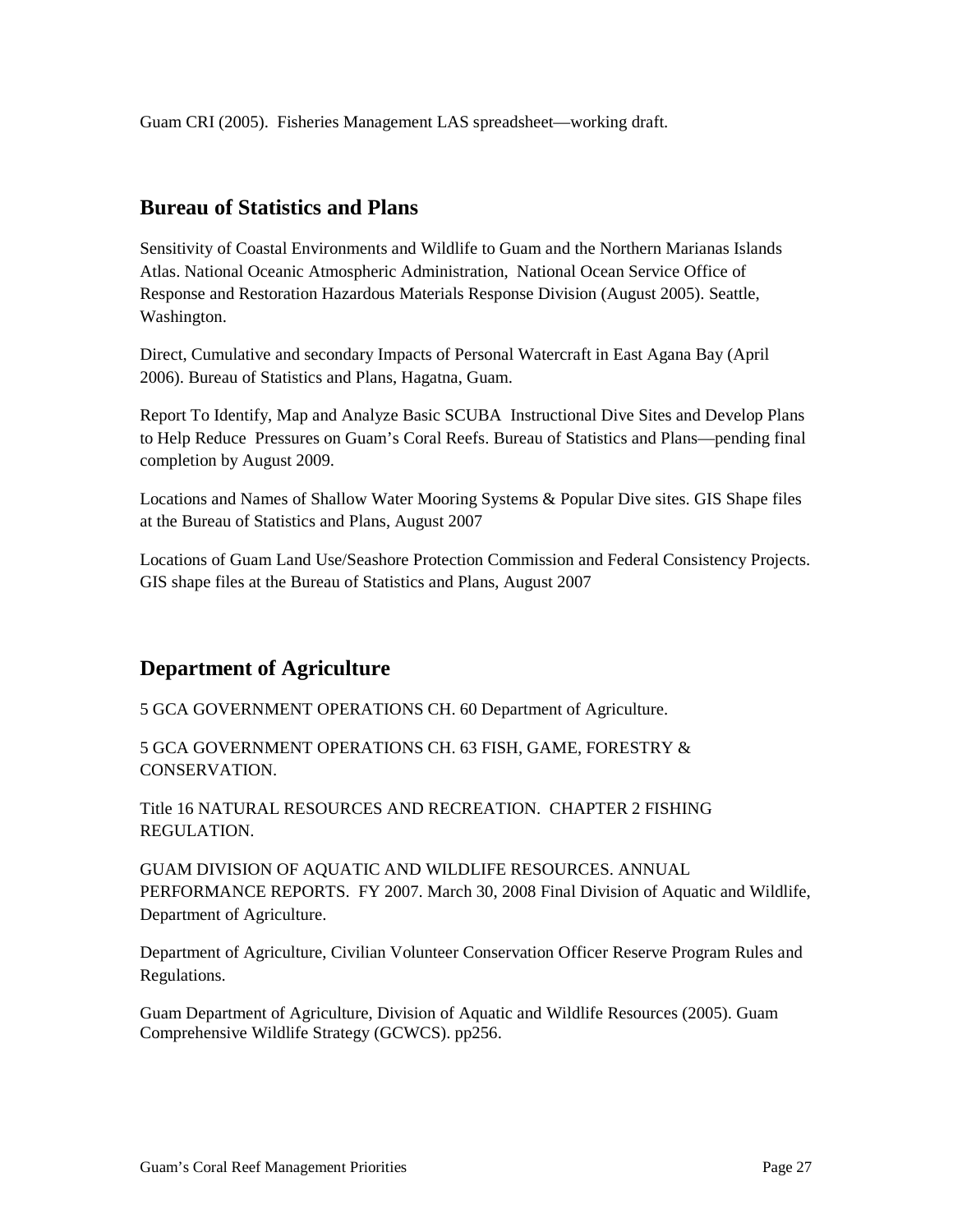Guam CRI (2005). Fisheries Management LAS spreadsheet—working draft.

## Bureau of Statistics and Plans

Sensitivity of Coastal Environments and Wildlife to Guam and the Northern Marianas Islands Atlas. National Oceanic Atmospheric Administration, National Ocean Service Office of Response and Restoration Hazardous Materials Response Division (August 2005). Seattle, Washington.

Direct, Cumulative and secondary Impacts of Personal Watercraft in East Agana Bay (April 2006). Bureau of Statistics and Plans, Hagatna, Guam.

Report To Identify, Map and Analyze Basic SCUBA Instructional Dive Sites and Develop Plans to Help Reduce Pressures on Guam's Coral Reefs. Bureau of Statistics and Plans—pending final completion by August 2009.

Locations and Names of Shallow Water Mooring Systems & Popular Dive sites. GIS Shape files at the Bureau of Statistics and Plans, August 2007

Locations of Guam Land Use/Seashore Protection Commission and Federal Consistency Projects. GIS shape files at the Bureau of Statistics and Plans, August 2007

## Department of Agriculture

5 GCA GOVERNMENT OPERATIONS CH. 60 Department of Agriculture.

5 GCA GOVERNMENT OPERATIONS CH. 63 FISH, GAME, FORESTRY & CONSERVATION.

Title 16 NATURAL RESOURCES AND RECREATION. CHAPTER 2 FISHING REGULATION.

GUAM DIVISION OF AQUATIC AND WILDLIFE RESOURCES. ANNUAL PERFORMANCE REPORTS. FY 2007. March 30, 2008 Final Division of Aquatic and Wildlife, Department of Agriculture.

Department of Agriculture, Civilian Volunteer Conservation Officer Reserve Program Rules and Regulations.

Guam Department of Agriculture, Division of Aquatic and Wildlife Resources (2005). Guam Comprehensive Wildlife Strategy (GCWCS). pp256.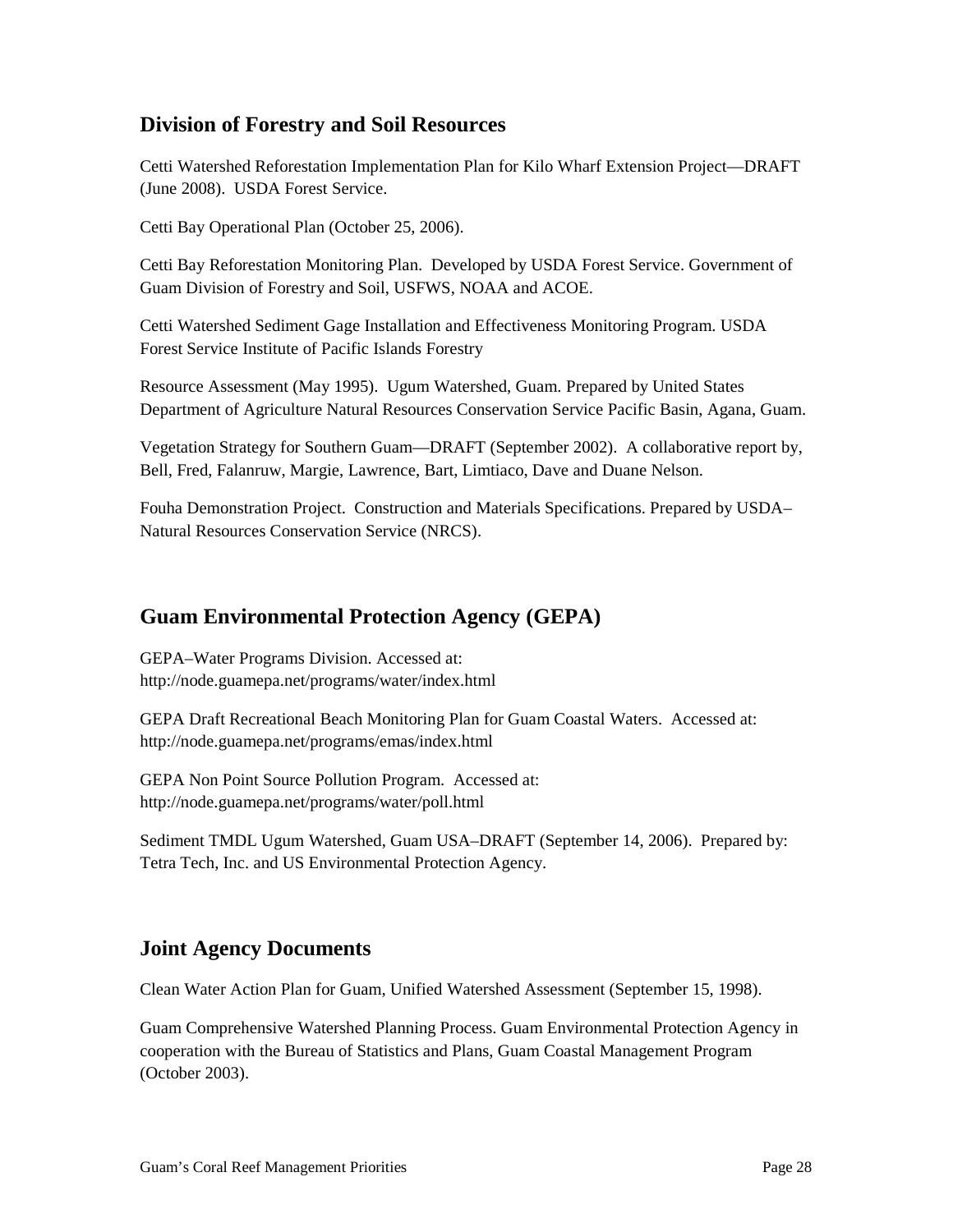## Division of Forestry and Soil Resources

Cetti Watershed Reforestation Implementation Plan for Kilo Wharf Extension Project—DRAFT (June 2008). USDA Forest Service.

Cetti Bay Operational Plan (October 25, 2006).

Cetti Bay Reforestation Monitoring Plan. Developed by USDA Forest Service. Government of Guam Division of Forestry and Soil, USFWS, NOAA and ACOE.

Cetti Watershed Sediment Gage Installation and Effectiveness Monitoring Program. USDA Forest Service Institute of Pacific Islands Forestry

Resource Assessment (May 1995). Ugum Watershed, Guam. Prepared by United States Department of Agriculture Natural Resources Conservation Service Pacific Basin, Agana, Guam.

Vegetation Strategy for Southern Guam—DRAFT (September 2002). A collaborative report by, Bell, Fred, Falanruw, Margie, Lawrence, Bart, Limtiaco, Dave and Duane Nelson.

Fouha Demonstration Project. Construction and Materials Specifications. Prepared by USDA–Natural Resources Conservation Service (NRCS).

## Guam Environmental Protection Agency (GEPA)

GEPA–Water Programs Division. Accessed at: http://node.guamepa.net/programs/water/index.html

GEPA Draft Recreational Beach Monitoring Plan for Guam Coastal Waters. Accessed at: http://node.guamepa.net/programs/emas/index.html

GEPA Non Point Source Pollution Program. Accessed at: http://node.guamepa.net/programs/water/poll.html

Sediment TMDL Ugum Watershed, Guam USA–DRAFT (September 14, 2006). Prepared by: Tetra Tech, Inc. and US Environmental Protection Agency.

## Joint Agency Documents

Clean Water Action Plan for Guam, Unified Watershed Assessment (September 15, 1998).

Guam Comprehensive Watershed Planning Process. Guam Environmental Protection Agency in cooperation with the Bureau of Statistics and Plans, Guam Coastal Management Program (October 2003).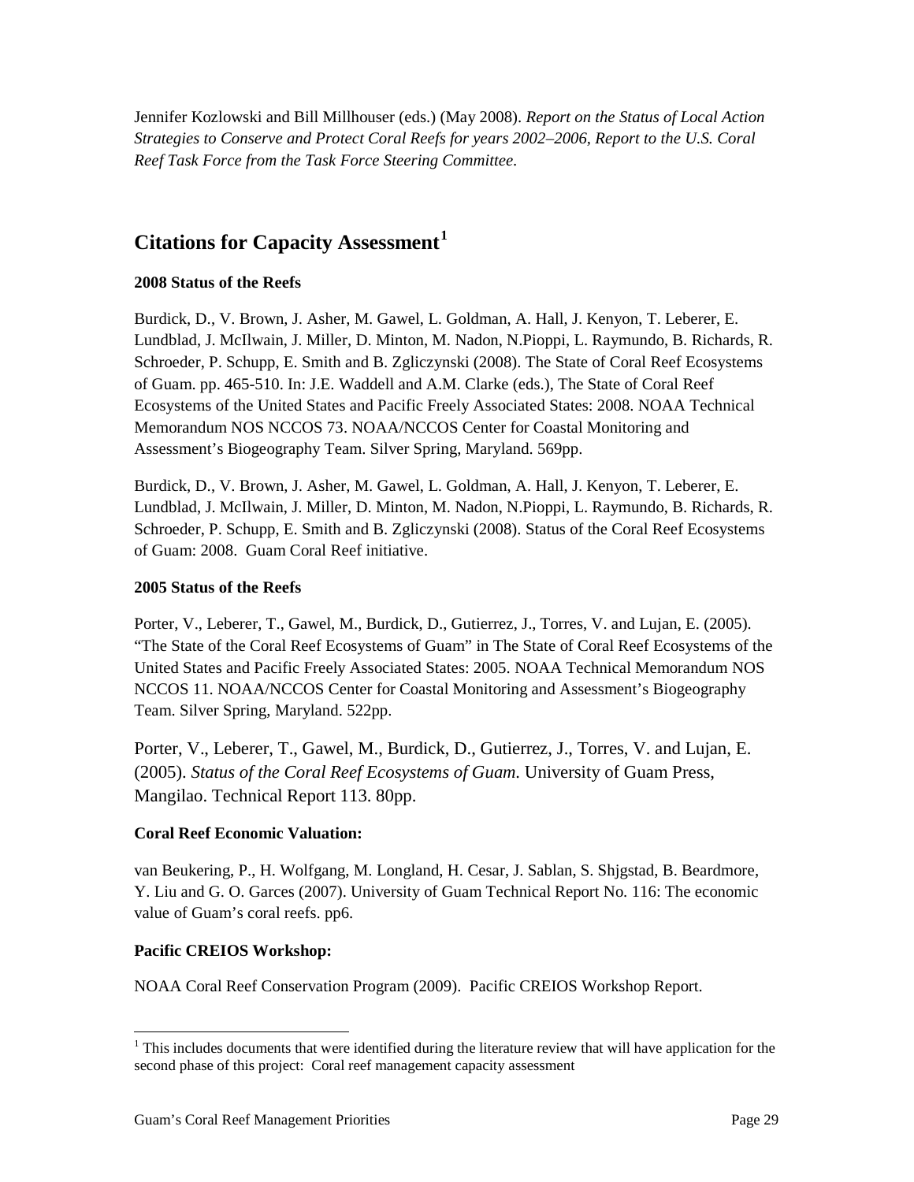Jennifer Kozlowski and Bill Millhouser (eds.) (May 2008). *Report on the Status of Local Action Strategies to Conserve and Protect Coral Reefs for years 2002–2006, Report to the U.S. Coral Reef Task Force from the Task Force Steering Committee.*

## Citations for Capacity Assessment[1]

**2008 Status of the Reefs**

Burdick, D., V. Brown, J. Asher, M. Gawel, L. Goldman, A. Hall, J. Kenyon, T. Leberer, E. Lundblad, J. McIlwain, J. Miller, D. Minton, M. Nadon, N.Pioppi, L. Raymundo, B. Richards, R. Schroeder, P. Schupp, E. Smith and B. Zgliczynski (2008). The State of Coral Reef Ecosystems of Guam. pp. 465-510. In: J.E. Waddell and A.M. Clarke (eds.), The State of Coral Reef Ecosystems of the United States and Pacific Freely Associated States: 2008. NOAA Technical Memorandum NOS NCCOS 73. NOAA/NCCOS Center for Coastal Monitoring and Assessment's Biogeography Team. Silver Spring, Maryland. 569pp.

Burdick, D., V. Brown, J. Asher, M. Gawel, L. Goldman, A. Hall, J. Kenyon, T. Leberer, E. Lundblad, J. McIlwain, J. Miller, D. Minton, M. Nadon, N.Pioppi, L. Raymundo, B. Richards, R. Schroeder, P. Schupp, E. Smith and B. Zgliczynski (2008). Status of the Coral Reef Ecosystems of Guam: 2008. Guam Coral Reef initiative.

**2005 Status of the Reefs**

Porter, V., Leberer, T., Gawel, M., Burdick, D., Gutierrez, J., Torres, V. and Lujan, E. (2005). "The State of the Coral Reef Ecosystems of Guam" in The State of Coral Reef Ecosystems of the United States and Pacific Freely Associated States: 2005. NOAA Technical Memorandum NOS NCCOS 11. NOAA/NCCOS Center for Coastal Monitoring and Assessment's Biogeography Team. Silver Spring, Maryland. 522pp.

Porter, V., Leberer, T., Gawel, M., Burdick, D., Gutierrez, J., Torres, V. and Lujan, E. (2005). *Status of the Coral Reef Ecosystems of Guam*. University of Guam Press, Mangilao. Technical Report 113. 80pp.

**Coral Reef Economic Valuation:**

van Beukering, P., H. Wolfgang, M. Longland, H. Cesar, J. Sablan, S. Shjgstad, B. Beardmore, Y. Liu and G. O. Garces (2007). University of Guam Technical Report No. 116: The economic value of Guam's coral reefs. pp6.

**Pacific CREIOS Workshop:**

NOAA Coral Reef Conservation Program (2009). Pacific CREIOS Workshop Report.

[1] This includes documents that were identified during the literature review that will have application for the second phase of this project: Coral reef management capacity assessment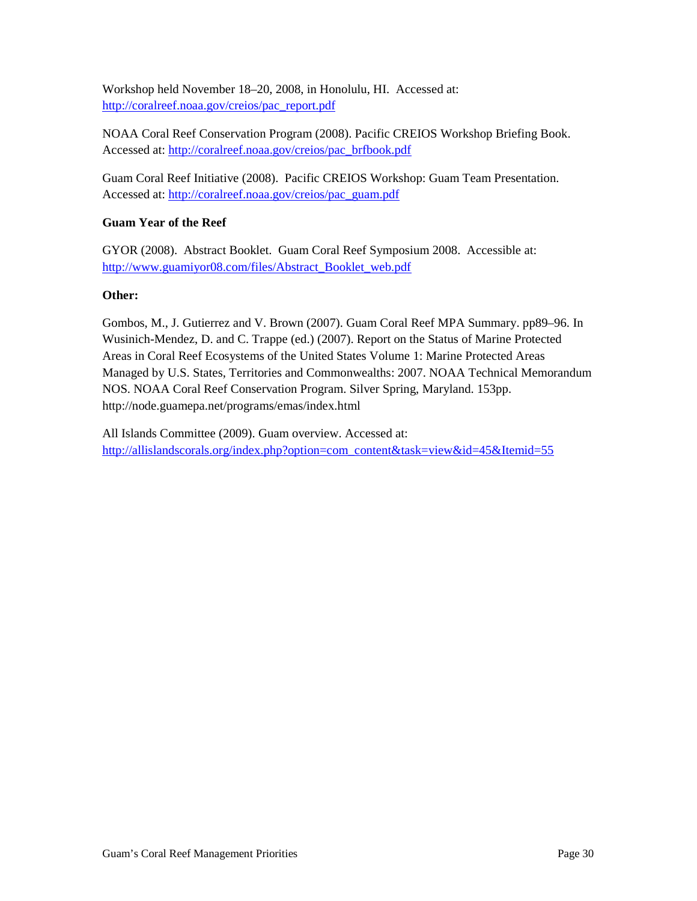Workshop held November 18–20, 2008, in Honolulu, HI. Accessed at: http://coralreef.noaa.gov/creios/pac_report.pdf

NOAA Coral Reef Conservation Program (2008). Pacific CREIOS Workshop Briefing Book. Accessed at: http://coralreef.noaa.gov/creios/pac_brfbook.pdf

Guam Coral Reef Initiative (2008). Pacific CREIOS Workshop: Guam Team Presentation. Accessed at: http://coralreef.noaa.gov/creios/pac_guam.pdf

**Guam Year of the Reef**

GYOR (2008). Abstract Booklet. Guam Coral Reef Symposium 2008. Accessible at: http://www.guamiyor08.com/files/Abstract_Booklet_web.pdf

**Other:**

Gombos, M., J. Gutierrez and V. Brown (2007). Guam Coral Reef MPA Summary. pp89–96. In Wusinich-Mendez, D. and C. Trappe (ed.) (2007). Report on the Status of Marine Protected Areas in Coral Reef Ecosystems of the United States Volume 1: Marine Protected Areas Managed by U.S. States, Territories and Commonwealths: 2007. NOAA Technical Memorandum NOS. NOAA Coral Reef Conservation Program. Silver Spring, Maryland. 153pp. http://node.guamepa.net/programs/emas/index.html

All Islands Committee (2009). Guam overview. Accessed at: http://allislandscorals.org/index.php?option=com_content&task=view&id=45&Itemid=55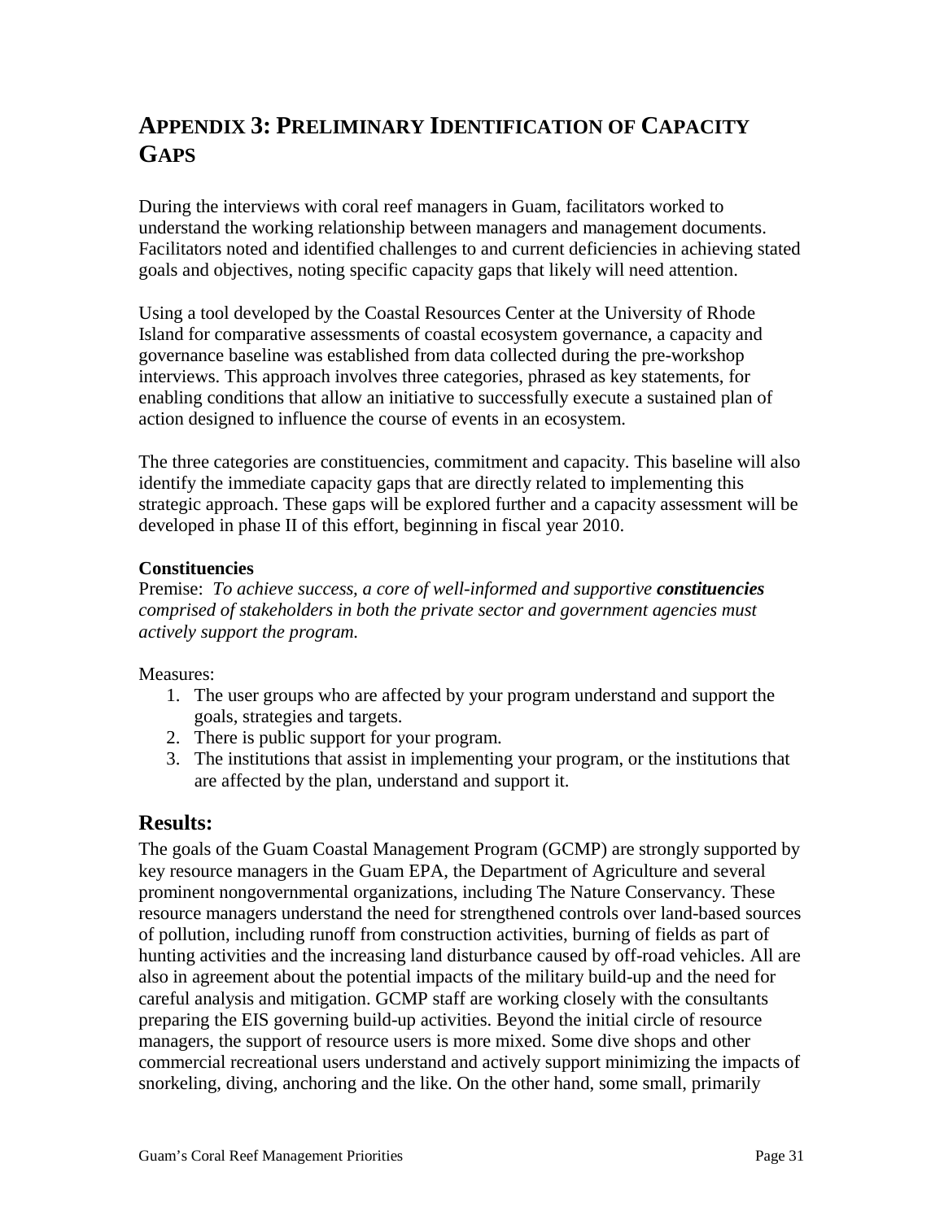# APPENDIX 3: PRELIMINARY IDENTIFICATION OF CAPACITY GAPS

During the interviews with coral reef managers in Guam, facilitators worked to understand the working relationship between managers and management documents. Facilitators noted and identified challenges to and current deficiencies in achieving stated goals and objectives, noting specific capacity gaps that likely will need attention.

Using a tool developed by the Coastal Resources Center at the University of Rhode Island for comparative assessments of coastal ecosystem governance, a capacity and governance baseline was established from data collected during the pre-workshop interviews. This approach involves three categories, phrased as key statements, for enabling conditions that allow an initiative to successfully execute a sustained plan of action designed to influence the course of events in an ecosystem.

The three categories are constituencies, commitment and capacity. This baseline will also identify the immediate capacity gaps that are directly related to implementing this strategic approach. These gaps will be explored further and a capacity assessment will be developed in phase II of this effort, beginning in fiscal year 2010.

**Constituencies**
Premise: *To achieve success, a core of well-informed and supportive **constituencies** comprised of stakeholders in both the private sector and government agencies must actively support the program.*

Measures:

1. The user groups who are affected by your program understand and support the goals, strategies and targets.
2. There is public support for your program.
3. The institutions that assist in implementing your program, or the institutions that are affected by the plan, understand and support it.

## Results:

The goals of the Guam Coastal Management Program (GCMP) are strongly supported by key resource managers in the Guam EPA, the Department of Agriculture and several prominent nongovernmental organizations, including The Nature Conservancy. These resource managers understand the need for strengthened controls over land-based sources of pollution, including runoff from construction activities, burning of fields as part of hunting activities and the increasing land disturbance caused by off-road vehicles. All are also in agreement about the potential impacts of the military build-up and the need for careful analysis and mitigation. GCMP staff are working closely with the consultants preparing the EIS governing build-up activities. Beyond the initial circle of resource managers, the support of resource users is more mixed. Some dive shops and other commercial recreational users understand and actively support minimizing the impacts of snorkeling, diving, anchoring and the like. On the other hand, some small, primarily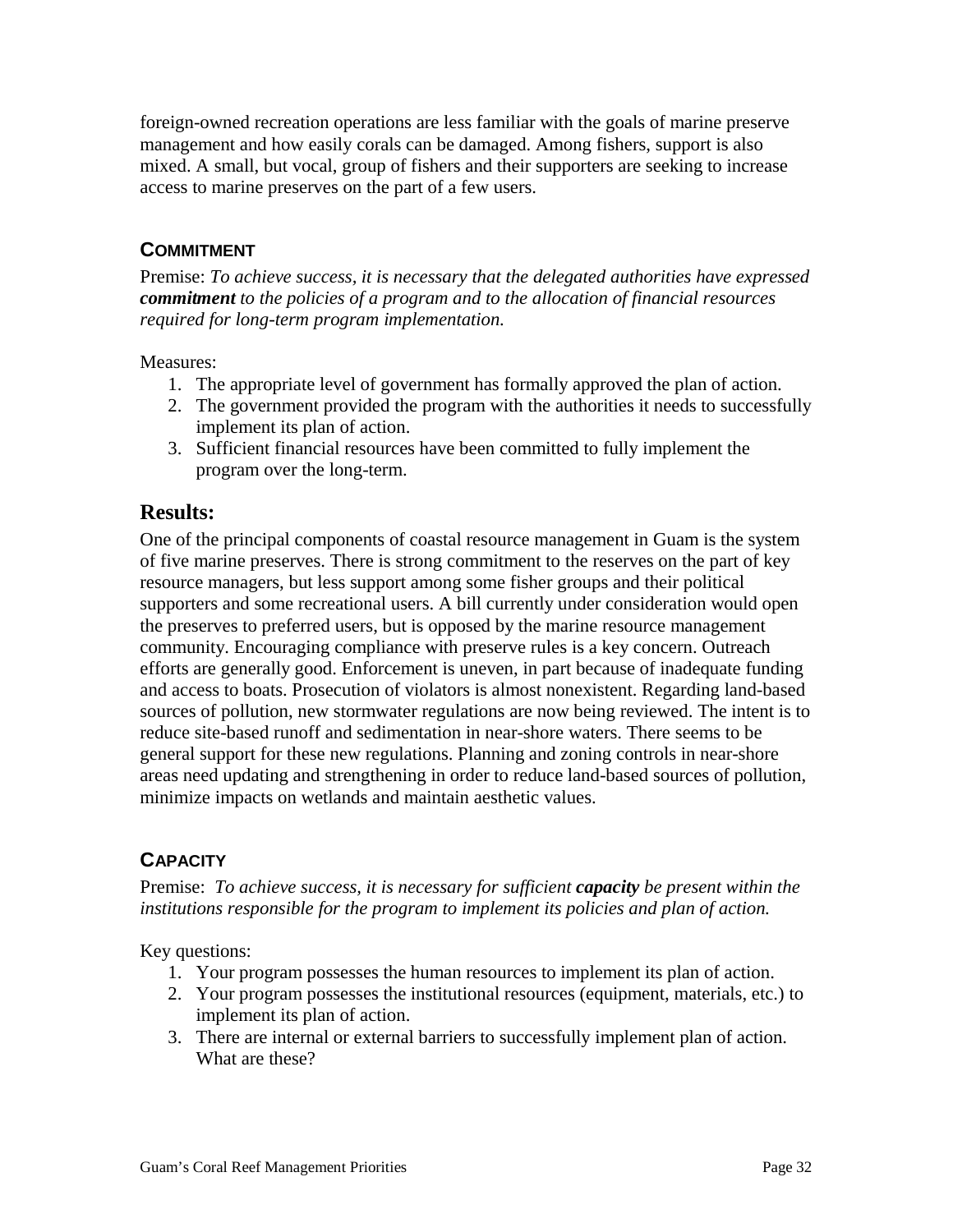foreign-owned recreation operations are less familiar with the goals of marine preserve management and how easily corals can be damaged. Among fishers, support is also mixed. A small, but vocal, group of fishers and their supporters are seeking to increase access to marine preserves on the part of a few users.

### COMMITMENT

Premise: *To achieve success, it is necessary that the delegated authorities have expressed* ***commitment*** *to the policies of a program and to the allocation of financial resources required for long-term program implementation.*

Measures:

1. The appropriate level of government has formally approved the plan of action.
2. The government provided the program with the authorities it needs to successfully implement its plan of action.
3. Sufficient financial resources have been committed to fully implement the program over the long-term.

## Results:

One of the principal components of coastal resource management in Guam is the system of five marine preserves. There is strong commitment to the reserves on the part of key resource managers, but less support among some fisher groups and their political supporters and some recreational users. A bill currently under consideration would open the preserves to preferred users, but is opposed by the marine resource management community. Encouraging compliance with preserve rules is a key concern. Outreach efforts are generally good. Enforcement is uneven, in part because of inadequate funding and access to boats. Prosecution of violators is almost nonexistent. Regarding land-based sources of pollution, new stormwater regulations are now being reviewed. The intent is to reduce site-based runoff and sedimentation in near-shore waters. There seems to be general support for these new regulations. Planning and zoning controls in near-shore areas need updating and strengthening in order to reduce land-based sources of pollution, minimize impacts on wetlands and maintain aesthetic values.

### CAPACITY

Premise: *To achieve success, it is necessary for sufficient* ***capacity*** *be present within the institutions responsible for the program to implement its policies and plan of action.*

Key questions:

1. Your program possesses the human resources to implement its plan of action.
2. Your program possesses the institutional resources (equipment, materials, etc.) to implement its plan of action.
3. There are internal or external barriers to successfully implement plan of action. What are these?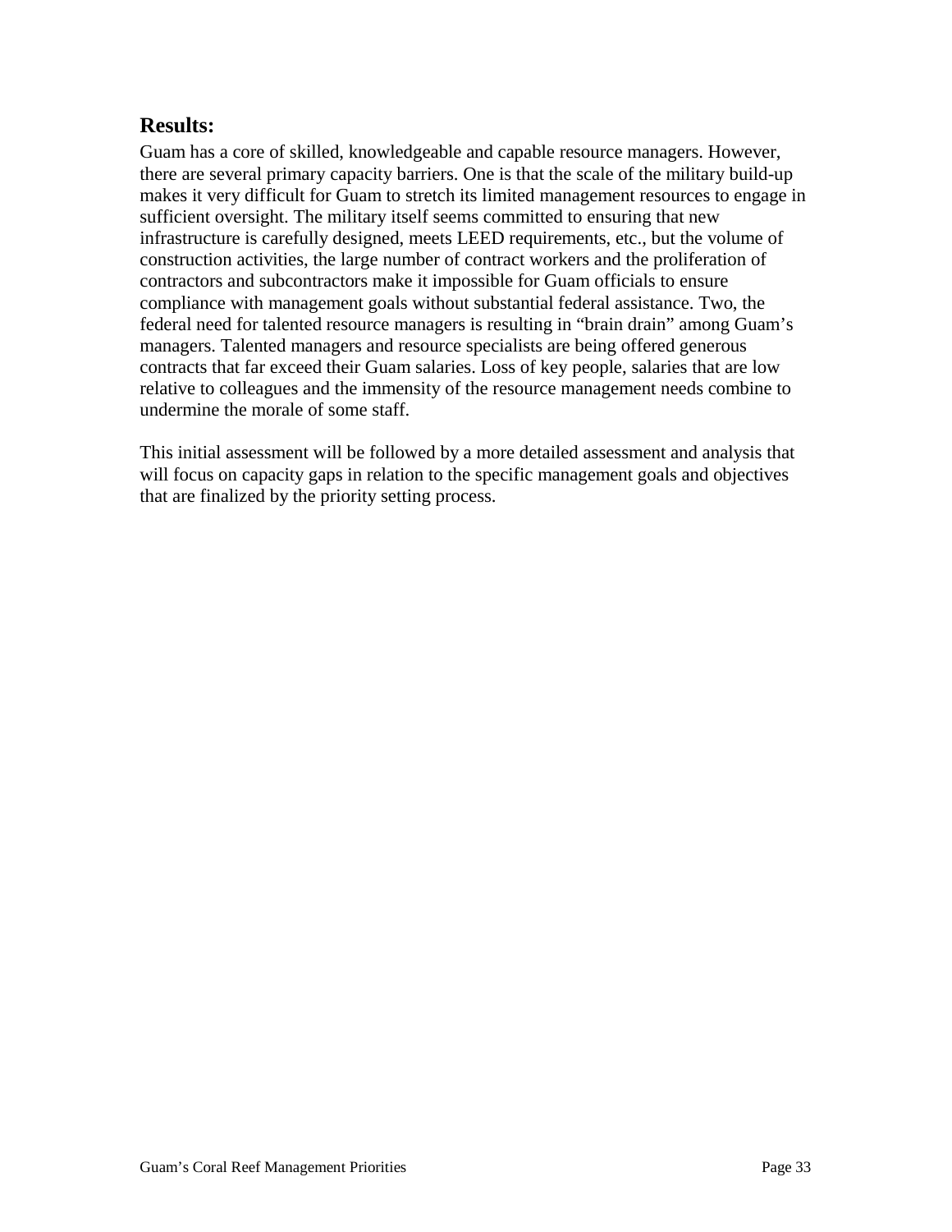## Results:

Guam has a core of skilled, knowledgeable and capable resource managers. However, there are several primary capacity barriers. One is that the scale of the military build-up makes it very difficult for Guam to stretch its limited management resources to engage in sufficient oversight. The military itself seems committed to ensuring that new infrastructure is carefully designed, meets LEED requirements, etc., but the volume of construction activities, the large number of contract workers and the proliferation of contractors and subcontractors make it impossible for Guam officials to ensure compliance with management goals without substantial federal assistance. Two, the federal need for talented resource managers is resulting in "brain drain" among Guam's managers. Talented managers and resource specialists are being offered generous contracts that far exceed their Guam salaries. Loss of key people, salaries that are low relative to colleagues and the immensity of the resource management needs combine to undermine the morale of some staff.

This initial assessment will be followed by a more detailed assessment and analysis that will focus on capacity gaps in relation to the specific management goals and objectives that are finalized by the priority setting process.